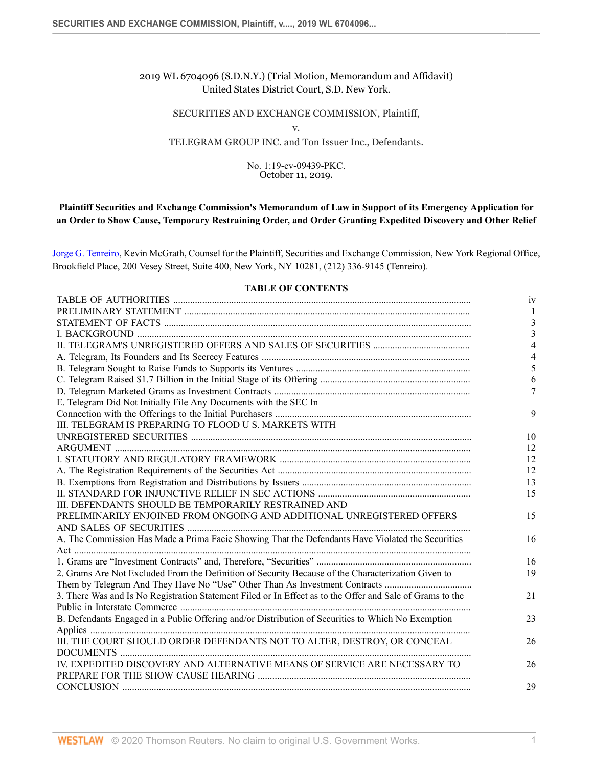2019 WL 6704096 (S.D.N.Y.) (Trial Motion, Memorandum and Affidavit)
United States District Court, S.D. New York.

SECURITIES AND EXCHANGE COMMISSION, Plaintiff,

v.

TELEGRAM GROUP INC. and Ton Issuer Inc., Defendants.

No. 1:19-cv-09439-PKC.
October 11, 2019.

**Plaintiff Securities and Exchange Commission's Memorandum of Law in Support of its Emergency Application for an Order to Show Cause, Temporary Restraining Order, and Order Granting Expedited Discovery and Other Relief**

Jorge G. Tenreiro, Kevin McGrath, Counsel for the Plaintiff, Securities and Exchange Commission, New York Regional Office, Brookfield Place, 200 Vesey Street, Suite 400, New York, NY 10281, (212) 336-9145 (Tenreiro).

**TABLE OF CONTENTS**

| | |
|---|---|
| TABLE OF AUTHORITIES | iv |
| PRELIMINARY STATEMENT | 1 |
| STATEMENT OF FACTS | 3 |
| I. BACKGROUND | 3 |
| II. TELEGRAM'S UNREGISTERED OFFERS AND SALES OF SECURITIES | 4 |
| A. Telegram, Its Founders and Its Secrecy Features | 4 |
| B. Telegram Sought to Raise Funds to Supports its Ventures | 5 |
| C. Telegram Raised $1.7 Billion in the Initial Stage of its Offering | 6 |
| D. Telegram Marketed Grams as Investment Contracts | 7 |
| E. Telegram Did Not Initially File Any Documents with the SEC In Connection with the Offerings to the Initial Purchasers | 9 |
| III. TELEGRAM IS PREPARING TO FLOOD U S. MARKETS WITH UNREGISTERED SECURITIES | 10 |
| ARGUMENT | 12 |
| I. STATUTORY AND REGULATORY FRAMEWORK | 12 |
| A. The Registration Requirements of the Securities Act | 12 |
| B. Exemptions from Registration and Distributions by Issuers | 13 |
| II. STANDARD FOR INJUNCTIVE RELIEF IN SEC ACTIONS | 15 |
| III. DEFENDANTS SHOULD BE TEMPORARILY RESTRAINED AND PRELIMINARILY ENJOINED FROM ONGOING AND ADDITIONAL UNREGISTERED OFFERS AND SALES OF SECURITIES | 15 |
| A. The Commission Has Made a Prima Facie Showing That the Defendants Have Violated the Securities Act | 16 |
| 1. Grams are "Investment Contracts" and, Therefore, "Securities" | 16 |
| 2. Grams Are Not Excluded From the Definition of Security Because of the Characterization Given to Them by Telegram And They Have No "Use" Other Than As Investment Contracts | 19 |
| 3. There Was and Is No Registration Statement Filed or In Effect as to the Offer and Sale of Grams to the Public in Interstate Commerce | 21 |
| B. Defendants Engaged in a Public Offering and/or Distribution of Securities to Which No Exemption Applies | 23 |
| III. THE COURT SHOULD ORDER DEFENDANTS NOT TO ALTER, DESTROY, OR CONCEAL DOCUMENTS | 26 |
| IV. EXPEDITED DISCOVERY AND ALTERNATIVE MEANS OF SERVICE ARE NECESSARY TO PREPARE FOR THE SHOW CAUSE HEARING | 26 |
| CONCLUSION | 29 |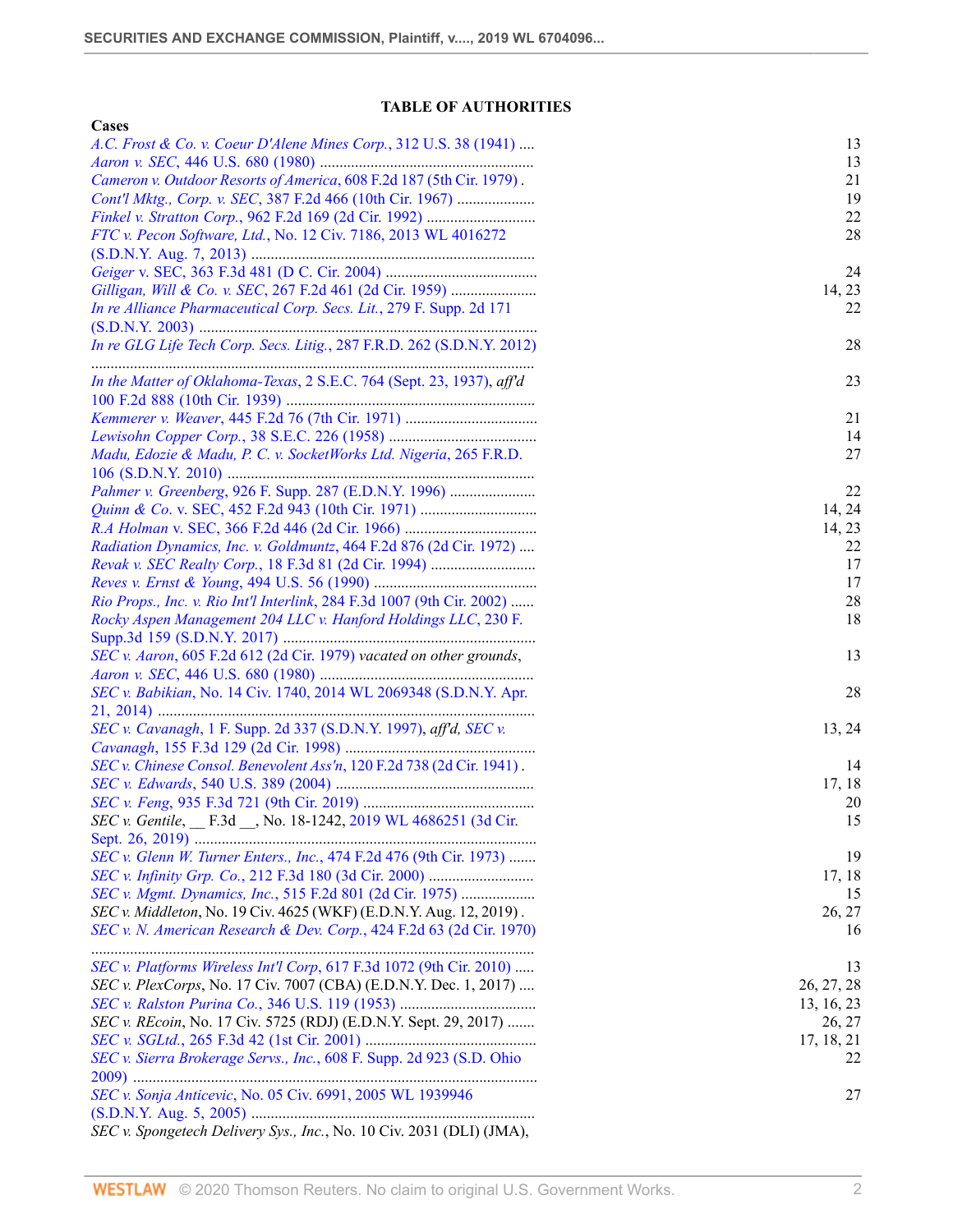## TABLE OF AUTHORITIES

**Cases**

| | |
|---|---|
| *A.C. Frost & Co. v. Coeur D'Alene Mines Corp.*, 312 U.S. 38 (1941) .... | 13 |
| *Aaron v. SEC*, 446 U.S. 680 (1980) ....... | 13 |
| *Cameron v. Outdoor Resorts of America*, 608 F.2d 187 (5th Cir. 1979) . | 21 |
| *Cont'l Mktg., Corp. v. SEC*, 387 F.2d 466 (10th Cir. 1967) .......... | 19 |
| *Finkel v. Stratton Corp.*, 962 F.2d 169 (2d Cir. 1992) .......... | 22 |
| *FTC v. Pecon Software, Ltd.*, No. 12 Civ. 7186, 2013 WL 4016272 (S.D.N.Y. Aug. 7, 2013) .......... | 28 |
| *Geiger* v. SEC, 363 F.3d 481 (D C. Cir. 2004) .......... | 24 |
| *Gilligan, Will & Co. v. SEC*, 267 F.2d 461 (2d Cir. 1959) .......... | 14, 23 |
| *In re Alliance Pharmaceutical Corp. Secs. Lit.*, 279 F. Supp. 2d 171 (S.D.N.Y. 2003) .......... | 22 |
| *In re GLG Life Tech Corp. Secs. Litig.*, 287 F.R.D. 262 (S.D.N.Y. 2012) .......... | 28 |
| *In the Matter of Oklahoma-Texas*, 2 S.E.C. 764 (Sept. 23, 1937), *aff'd* 100 F.2d 888 (10th Cir. 1939) .......... | 23 |
| *Kemmerer v. Weaver*, 445 F.2d 76 (7th Cir. 1971) .......... | 21 |
| *Lewisohn Copper Corp.*, 38 S.E.C. 226 (1958) .......... | 14 |
| *Madu, Edozie & Madu, P. C. v. SocketWorks Ltd. Nigeria*, 265 F.R.D. 106 (S.D.N.Y. 2010) .......... | 27 |
| *Pahmer v. Greenberg*, 926 F. Supp. 287 (E.D.N.Y. 1996) .......... | 22 |
| *Quinn & Co.* v. SEC, 452 F.2d 943 (10th Cir. 1971) .......... | 14, 24 |
| *R.A Holman* v. SEC, 366 F.2d 446 (2d Cir. 1966) .......... | 14, 23 |
| *Radiation Dynamics, Inc. v. Goldmuntz*, 464 F.2d 876 (2d Cir. 1972) .... | 22 |
| *Revak v. SEC Realty Corp.*, 18 F.3d 81 (2d Cir. 1994) .......... | 17 |
| *Reves v. Ernst & Young*, 494 U.S. 56 (1990) .......... | 17 |
| *Rio Props., Inc. v. Rio Int'l Interlink*, 284 F.3d 1007 (9th Cir. 2002) ...... | 28 |
| *Rocky Aspen Management 204 LLC v. Hanford Holdings LLC*, 230 F. Supp.3d 159 (S.D.N.Y. 2017) .......... | 18 |
| *SEC v. Aaron*, 605 F.2d 612 (2d Cir. 1979) *vacated on other grounds*, *Aaron v. SEC*, 446 U.S. 680 (1980) .......... | 13 |
| *SEC v. Babikian*, No. 14 Civ. 1740, 2014 WL 2069348 (S.D.N.Y. Apr. 21, 2014) .......... | 28 |
| *SEC v. Cavanagh*, 1 F. Supp. 2d 337 (S.D.N.Y. 1997), *aff'd*, *SEC v. Cavanagh*, 155 F.3d 129 (2d Cir. 1998) .......... | 13, 24 |
| *SEC v. Chinese Consol. Benevolent Ass'n*, 120 F.2d 738 (2d Cir. 1941) . | 14 |
| *SEC v. Edwards*, 540 U.S. 389 (2004) .......... | 17, 18 |
| *SEC v. Feng*, 935 F.3d 721 (9th Cir. 2019) .......... | 20 |
| *SEC v. Gentile*, __ F.3d __, No. 18-1242, 2019 WL 4686251 (3d Cir. Sept. 26, 2019) .......... | 15 |
| *SEC v. Glenn W. Turner Enters., Inc.*, 474 F.2d 476 (9th Cir. 1973) ....... | 19 |
| *SEC v. Infinity Grp. Co.*, 212 F.3d 180 (3d Cir. 2000) .......... | 17, 18 |
| *SEC v. Mgmt. Dynamics, Inc.*, 515 F.2d 801 (2d Cir. 1975) .......... | 15 |
| *SEC v. Middleton*, No. 19 Civ. 4625 (WKF) (E.D.N.Y. Aug. 12, 2019) . | 26, 27 |
| *SEC v. N. American Research & Dev. Corp.*, 424 F.2d 63 (2d Cir. 1970) .......... | 16 |
| *SEC v. Platforms Wireless Int'l Corp*, 617 F.3d 1072 (9th Cir. 2010) ..... | 13 |
| *SEC v. PlexCorps*, No. 17 Civ. 7007 (CBA) (E.D.N.Y. Dec. 1, 2017) .... | 26, 27, 28 |
| *SEC v. Ralston Purina Co.*, 346 U.S. 119 (1953) .......... | 13, 16, 23 |
| *SEC v. REcoin*, No. 17 Civ. 5725 (RDJ) (E.D.N.Y. Sept. 29, 2017) ....... | 26, 27 |
| *SEC v. SGLtd.*, 265 F.3d 42 (1st Cir. 2001) .......... | 17, 18, 21 |
| *SEC v. Sierra Brokerage Servs., Inc.*, 608 F. Supp. 2d 923 (S.D. Ohio 2009) .......... | 22 |
| *SEC v. Sonja Anticevic*, No. 05 Civ. 6991, 2005 WL 1939946 (S.D.N.Y. Aug. 5, 2005) .......... | 27 |
| *SEC v. Spongetech Delivery Sys., Inc.*, No. 10 Civ. 2031 (DLI) (JMA), | |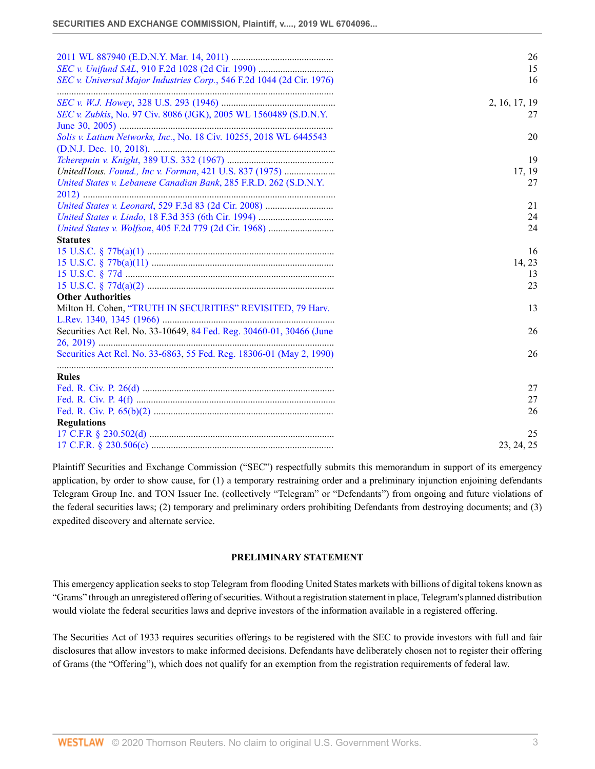| | |
|---|---|
| 2011 WL 887940 (E.D.N.Y. Mar. 14, 2011) | 26 |
| *SEC v. Unifund SAL*, 910 F.2d 1028 (2d Cir. 1990) | 15 |
| *SEC v. Universal Major Industries Corp.*, 546 F.2d 1044 (2d Cir. 1976) | 16 |
| *SEC v. W.J. Howey*, 328 U.S. 293 (1946) | 2, 16, 17, 19 |
| *SEC v. Zubkis*, No. 97 Civ. 8086 (JGK), 2005 WL 1560489 (S.D.N.Y. June 30, 2005) | 27 |
| *Solis v. Latium Networks, Inc.*, No. 18 Civ. 10255, 2018 WL 6445543 (D.N.J. Dec. 10, 2018). | 20 |
| *Tcherepnin v. Knight*, 389 U.S. 332 (1967) | 19 |
| *UnitedHous. Found., Inc v. Forman*, 421 U.S. 837 (1975) | 17, 19 |
| *United States v. Lebanese Canadian Bank*, 285 F.R.D. 262 (S.D.N.Y. 2012) | 27 |
| *United States v. Leonard*, 529 F.3d 83 (2d Cir. 2008) | 21 |
| *United States v. Lindo*, 18 F.3d 353 (6th Cir. 1994) | 24 |
| *United States v. Wolfson*, 405 F.2d 779 (2d Cir. 1968) | 24 |
| **Statutes** | |
| 15 U.S.C. § 77b(a)(1) | 16 |
| 15 U.S.C. § 77b(a)(11) | 14, 23 |
| 15 U.S.C. § 77d | 13 |
| 15 U.S.C. § 77d(a)(2) | 23 |
| **Other Authorities** | |
| Milton H. Cohen, "TRUTH IN SECURITIES" REVISITED, 79 Harv. L.Rev. 1340, 1345 (1966) | 13 |
| Securities Act Rel. No. 33-10649, 84 Fed. Reg. 30460-01, 30466 (June 26, 2019) | 26 |
| Securities Act Rel. No. 33-6863, 55 Fed. Reg. 18306-01 (May 2, 1990) | 26 |
| **Rules** | |
| Fed. R. Civ. P. 26(d) | 27 |
| Fed. R. Civ. P. 4(f) | 27 |
| Fed. R. Civ. P. 65(b)(2) | 26 |
| **Regulations** | |
| 17 C.F.R § 230.502(d) | 25 |
| 17 C.F.R. § 230.506(c) | 23, 24, 25 |

Plaintiff Securities and Exchange Commission ("SEC") respectfully submits this memorandum in support of its emergency application, by order to show cause, for (1) a temporary restraining order and a preliminary injunction enjoining defendants Telegram Group Inc. and TON Issuer Inc. (collectively "Telegram" or "Defendants") from ongoing and future violations of the federal securities laws; (2) temporary and preliminary orders prohibiting Defendants from destroying documents; and (3) expedited discovery and alternate service.

## PRELIMINARY STATEMENT

This emergency application seeks to stop Telegram from flooding United States markets with billions of digital tokens known as "Grams" through an unregistered offering of securities. Without a registration statement in place, Telegram's planned distribution would violate the federal securities laws and deprive investors of the information available in a registered offering.

The Securities Act of 1933 requires securities offerings to be registered with the SEC to provide investors with full and fair disclosures that allow investors to make informed decisions. Defendants have deliberately chosen not to register their offering of Grams (the "Offering"), which does not qualify for an exemption from the registration requirements of federal law.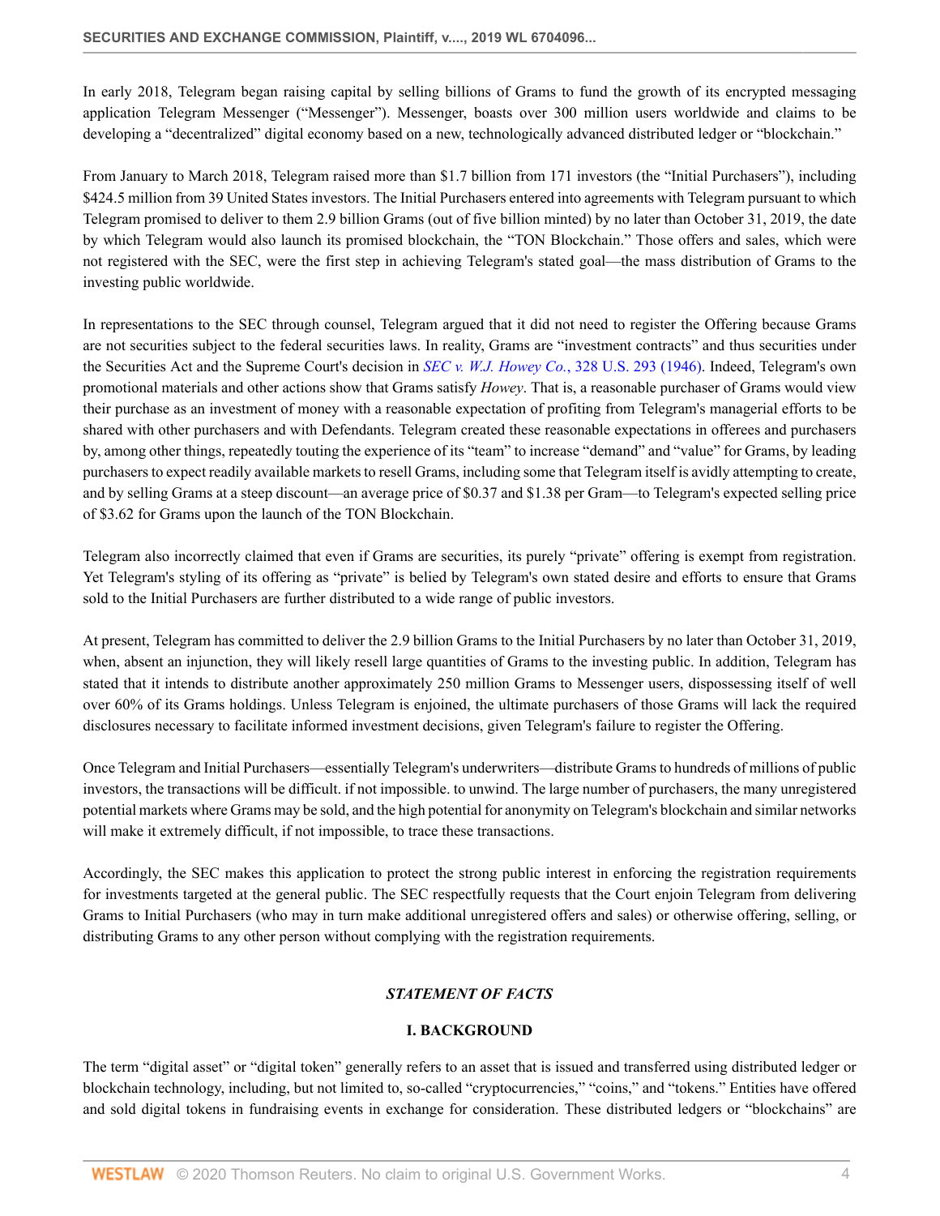In early 2018, Telegram began raising capital by selling billions of Grams to fund the growth of its encrypted messaging application Telegram Messenger ("Messenger"). Messenger, boasts over 300 million users worldwide and claims to be developing a "decentralized" digital economy based on a new, technologically advanced distributed ledger or "blockchain."

From January to March 2018, Telegram raised more than $1.7 billion from 171 investors (the "Initial Purchasers"), including $424.5 million from 39 United States investors. The Initial Purchasers entered into agreements with Telegram pursuant to which Telegram promised to deliver to them 2.9 billion Grams (out of five billion minted) by no later than October 31, 2019, the date by which Telegram would also launch its promised blockchain, the "TON Blockchain." Those offers and sales, which were not registered with the SEC, were the first step in achieving Telegram's stated goal—the mass distribution of Grams to the investing public worldwide.

In representations to the SEC through counsel, Telegram argued that it did not need to register the Offering because Grams are not securities subject to the federal securities laws. In reality, Grams are "investment contracts" and thus securities under the Securities Act and the Supreme Court's decision in *SEC v. W.J. Howey Co.*, 328 U.S. 293 (1946). Indeed, Telegram's own promotional materials and other actions show that Grams satisfy *Howey*. That is, a reasonable purchaser of Grams would view their purchase as an investment of money with a reasonable expectation of profiting from Telegram's managerial efforts to be shared with other purchasers and with Defendants. Telegram created these reasonable expectations in offerees and purchasers by, among other things, repeatedly touting the experience of its "team" to increase "demand" and "value" for Grams, by leading purchasers to expect readily available markets to resell Grams, including some that Telegram itself is avidly attempting to create, and by selling Grams at a steep discount—an average price of $0.37 and $1.38 per Gram—to Telegram's expected selling price of $3.62 for Grams upon the launch of the TON Blockchain.

Telegram also incorrectly claimed that even if Grams are securities, its purely "private" offering is exempt from registration. Yet Telegram's styling of its offering as "private" is belied by Telegram's own stated desire and efforts to ensure that Grams sold to the Initial Purchasers are further distributed to a wide range of public investors.

At present, Telegram has committed to deliver the 2.9 billion Grams to the Initial Purchasers by no later than October 31, 2019, when, absent an injunction, they will likely resell large quantities of Grams to the investing public. In addition, Telegram has stated that it intends to distribute another approximately 250 million Grams to Messenger users, dispossessing itself of well over 60% of its Grams holdings. Unless Telegram is enjoined, the ultimate purchasers of those Grams will lack the required disclosures necessary to facilitate informed investment decisions, given Telegram's failure to register the Offering.

Once Telegram and Initial Purchasers—essentially Telegram's underwriters—distribute Grams to hundreds of millions of public investors, the transactions will be difficult. if not impossible. to unwind. The large number of purchasers, the many unregistered potential markets where Grams may be sold, and the high potential for anonymity on Telegram's blockchain and similar networks will make it extremely difficult, if not impossible, to trace these transactions.

Accordingly, the SEC makes this application to protect the strong public interest in enforcing the registration requirements for investments targeted at the general public. The SEC respectfully requests that the Court enjoin Telegram from delivering Grams to Initial Purchasers (who may in turn make additional unregistered offers and sales) or otherwise offering, selling, or distributing Grams to any other person without complying with the registration requirements.

## *STATEMENT OF FACTS*

### I. BACKGROUND

The term "digital asset" or "digital token" generally refers to an asset that is issued and transferred using distributed ledger or blockchain technology, including, but not limited to, so-called "cryptocurrencies," "coins," and "tokens." Entities have offered and sold digital tokens in fundraising events in exchange for consideration. These distributed ledgers or "blockchains" are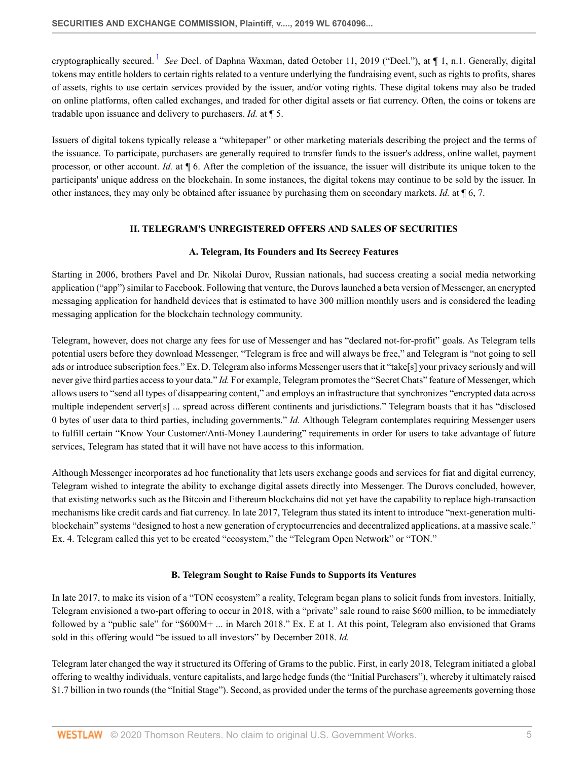cryptographically secured.[1] *See* Decl. of Daphna Waxman, dated October 11, 2019 ("Decl."), at ¶ 1, n.1. Generally, digital tokens may entitle holders to certain rights related to a venture underlying the fundraising event, such as rights to profits, shares of assets, rights to use certain services provided by the issuer, and/or voting rights. These digital tokens may also be traded on online platforms, often called exchanges, and traded for other digital assets or fiat currency. Often, the coins or tokens are tradable upon issuance and delivery to purchasers. *Id.* at ¶ 5.

Issuers of digital tokens typically release a "whitepaper" or other marketing materials describing the project and the terms of the issuance. To participate, purchasers are generally required to transfer funds to the issuer's address, online wallet, payment processor, or other account. *Id.* at ¶ 6. After the completion of the issuance, the issuer will distribute its unique token to the participants' unique address on the blockchain. In some instances, the digital tokens may continue to be sold by the issuer. In other instances, they may only be obtained after issuance by purchasing them on secondary markets. *Id.* at ¶ 6, 7.

## II. TELEGRAM'S UNREGISTERED OFFERS AND SALES OF SECURITIES

### A. Telegram, Its Founders and Its Secrecy Features

Starting in 2006, brothers Pavel and Dr. Nikolai Durov, Russian nationals, had success creating a social media networking application ("app") similar to Facebook. Following that venture, the Durovs launched a beta version of Messenger, an encrypted messaging application for handheld devices that is estimated to have 300 million monthly users and is considered the leading messaging application for the blockchain technology community.

Telegram, however, does not charge any fees for use of Messenger and has "declared not-for-profit" goals. As Telegram tells potential users before they download Messenger, "Telegram is free and will always be free," and Telegram is "not going to sell ads or introduce subscription fees." Ex. D. Telegram also informs Messenger users that it "take[s] your privacy seriously and will never give third parties access to your data." *Id.* For example, Telegram promotes the "Secret Chats" feature of Messenger, which allows users to "send all types of disappearing content," and employs an infrastructure that synchronizes "encrypted data across multiple independent server[s] ... spread across different continents and jurisdictions." Telegram boasts that it has "disclosed 0 bytes of user data to third parties, including governments." *Id.* Although Telegram contemplates requiring Messenger users to fulfill certain "Know Your Customer/Anti-Money Laundering" requirements in order for users to take advantage of future services, Telegram has stated that it will have not have access to this information.

Although Messenger incorporates ad hoc functionality that lets users exchange goods and services for fiat and digital currency, Telegram wished to integrate the ability to exchange digital assets directly into Messenger. The Durovs concluded, however, that existing networks such as the Bitcoin and Ethereum blockchains did not yet have the capability to replace high-transaction mechanisms like credit cards and fiat currency. In late 2017, Telegram thus stated its intent to introduce "next-generation multi-blockchain" systems "designed to host a new generation of cryptocurrencies and decentralized applications, at a massive scale." Ex. 4. Telegram called this yet to be created "ecosystem," the "Telegram Open Network" or "TON."

### B. Telegram Sought to Raise Funds to Supports its Ventures

In late 2017, to make its vision of a "TON ecosystem" a reality, Telegram began plans to solicit funds from investors. Initially, Telegram envisioned a two-part offering to occur in 2018, with a "private" sale round to raise $600 million, to be immediately followed by a "public sale" for "$600M+ ... in March 2018." Ex. E at 1. At this point, Telegram also envisioned that Grams sold in this offering would "be issued to all investors" by December 2018. *Id.*

Telegram later changed the way it structured its Offering of Grams to the public. First, in early 2018, Telegram initiated a global offering to wealthy individuals, venture capitalists, and large hedge funds (the "Initial Purchasers"), whereby it ultimately raised $1.7 billion in two rounds (the "Initial Stage"). Second, as provided under the terms of the purchase agreements governing those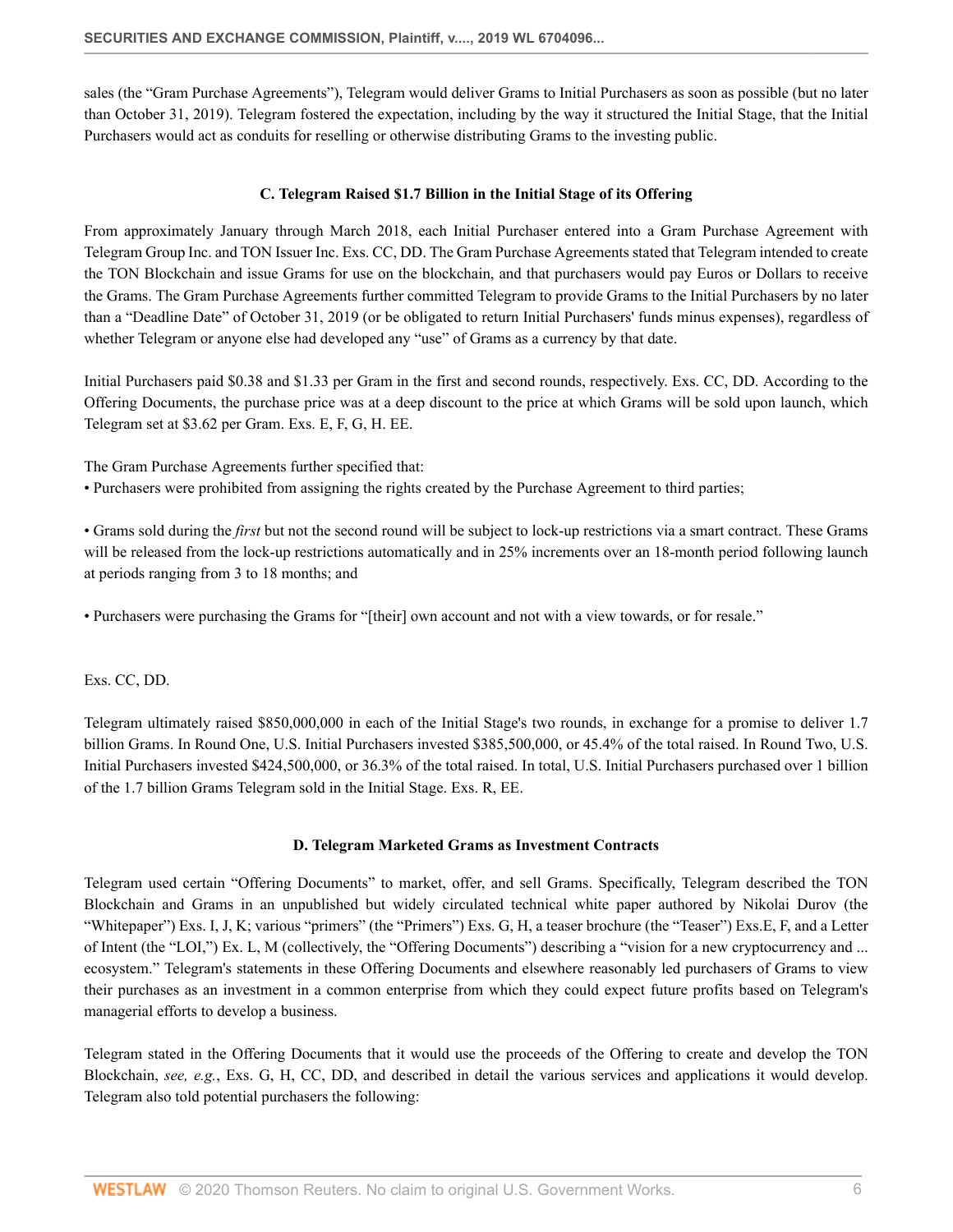sales (the "Gram Purchase Agreements"), Telegram would deliver Grams to Initial Purchasers as soon as possible (but no later than October 31, 2019). Telegram fostered the expectation, including by the way it structured the Initial Stage, that the Initial Purchasers would act as conduits for reselling or otherwise distributing Grams to the investing public.

### C. Telegram Raised $1.7 Billion in the Initial Stage of its Offering

From approximately January through March 2018, each Initial Purchaser entered into a Gram Purchase Agreement with Telegram Group Inc. and TON Issuer Inc. Exs. CC, DD. The Gram Purchase Agreements stated that Telegram intended to create the TON Blockchain and issue Grams for use on the blockchain, and that purchasers would pay Euros or Dollars to receive the Grams. The Gram Purchase Agreements further committed Telegram to provide Grams to the Initial Purchasers by no later than a "Deadline Date" of October 31, 2019 (or be obligated to return Initial Purchasers' funds minus expenses), regardless of whether Telegram or anyone else had developed any "use" of Grams as a currency by that date.

Initial Purchasers paid $0.38 and $1.33 per Gram in the first and second rounds, respectively. Exs. CC, DD. According to the Offering Documents, the purchase price was at a deep discount to the price at which Grams will be sold upon launch, which Telegram set at $3.62 per Gram. Exs. E, F, G, H. EE.

The Gram Purchase Agreements further specified that:

- Purchasers were prohibited from assigning the rights created by the Purchase Agreement to third parties;
- Grams sold during the *first* but not the second round will be subject to lock-up restrictions via a smart contract. These Grams will be released from the lock-up restrictions automatically and in 25% increments over an 18-month period following launch at periods ranging from 3 to 18 months; and
- Purchasers were purchasing the Grams for "[their] own account and not with a view towards, or for resale."

Exs. CC, DD.

Telegram ultimately raised $850,000,000 in each of the Initial Stage's two rounds, in exchange for a promise to deliver 1.7 billion Grams. In Round One, U.S. Initial Purchasers invested $385,500,000, or 45.4% of the total raised. In Round Two, U.S. Initial Purchasers invested $424,500,000, or 36.3% of the total raised. In total, U.S. Initial Purchasers purchased over 1 billion of the 1.7 billion Grams Telegram sold in the Initial Stage. Exs. R, EE.

### D. Telegram Marketed Grams as Investment Contracts

Telegram used certain "Offering Documents" to market, offer, and sell Grams. Specifically, Telegram described the TON Blockchain and Grams in an unpublished but widely circulated technical white paper authored by Nikolai Durov (the "Whitepaper") Exs. I, J, K; various "primers" (the "Primers") Exs. G, H, a teaser brochure (the "Teaser") Exs.E, F, and a Letter of Intent (the "LOI,") Ex. L, M (collectively, the "Offering Documents") describing a "vision for a new cryptocurrency and ... ecosystem." Telegram's statements in these Offering Documents and elsewhere reasonably led purchasers of Grams to view their purchases as an investment in a common enterprise from which they could expect future profits based on Telegram's managerial efforts to develop a business.

Telegram stated in the Offering Documents that it would use the proceeds of the Offering to create and develop the TON Blockchain, *see, e.g.*, Exs. G, H, CC, DD, and described in detail the various services and applications it would develop. Telegram also told potential purchasers the following: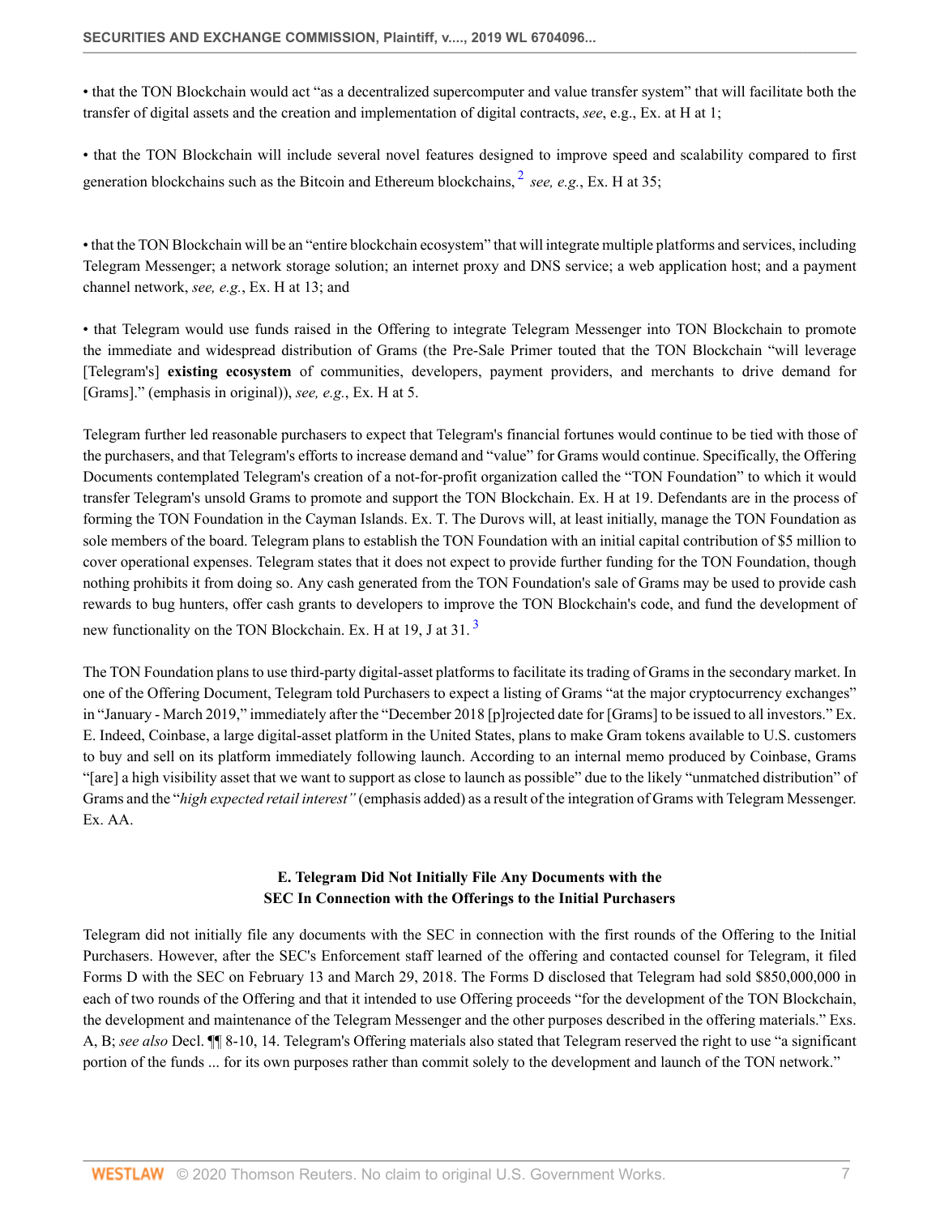- that the TON Blockchain would act "as a decentralized supercomputer and value transfer system" that will facilitate both the transfer of digital assets and the creation and implementation of digital contracts, *see*, e.g., Ex. at H at 1;

- that the TON Blockchain will include several novel features designed to improve speed and scalability compared to first generation blockchains such as the Bitcoin and Ethereum blockchains, [2] *see, e.g.*, Ex. H at 35;

- that the TON Blockchain will be an "entire blockchain ecosystem" that will integrate multiple platforms and services, including Telegram Messenger; a network storage solution; an internet proxy and DNS service; a web application host; and a payment channel network, *see, e.g.*, Ex. H at 13; and

- that Telegram would use funds raised in the Offering to integrate Telegram Messenger into TON Blockchain to promote the immediate and widespread distribution of Grams (the Pre-Sale Primer touted that the TON Blockchain "will leverage [Telegram's] **existing ecosystem** of communities, developers, payment providers, and merchants to drive demand for [Grams]." (emphasis in original)), *see, e.g.*, Ex. H at 5.

Telegram further led reasonable purchasers to expect that Telegram's financial fortunes would continue to be tied with those of the purchasers, and that Telegram's efforts to increase demand and "value" for Grams would continue. Specifically, the Offering Documents contemplated Telegram's creation of a not-for-profit organization called the "TON Foundation" to which it would transfer Telegram's unsold Grams to promote and support the TON Blockchain. Ex. H at 19. Defendants are in the process of forming the TON Foundation in the Cayman Islands. Ex. T. The Durovs will, at least initially, manage the TON Foundation as sole members of the board. Telegram plans to establish the TON Foundation with an initial capital contribution of $5 million to cover operational expenses. Telegram states that it does not expect to provide further funding for the TON Foundation, though nothing prohibits it from doing so. Any cash generated from the TON Foundation's sale of Grams may be used to provide cash rewards to bug hunters, offer cash grants to developers to improve the TON Blockchain's code, and fund the development of new functionality on the TON Blockchain. Ex. H at 19, J at 31. [3]

The TON Foundation plans to use third-party digital-asset platforms to facilitate its trading of Grams in the secondary market. In one of the Offering Document, Telegram told Purchasers to expect a listing of Grams "at the major cryptocurrency exchanges" in "January - March 2019," immediately after the "December 2018 [p]rojected date for [Grams] to be issued to all investors." Ex. E. Indeed, Coinbase, a large digital-asset platform in the United States, plans to make Gram tokens available to U.S. customers to buy and sell on its platform immediately following launch. According to an internal memo produced by Coinbase, Grams "[are] a high visibility asset that we want to support as close to launch as possible" due to the likely "unmatched distribution" of Grams and the "*high expected retail interest"* (emphasis added) as a result of the integration of Grams with Telegram Messenger. Ex. AA.

### E. Telegram Did Not Initially File Any Documents with the SEC In Connection with the Offerings to the Initial Purchasers

Telegram did not initially file any documents with the SEC in connection with the first rounds of the Offering to the Initial Purchasers. However, after the SEC's Enforcement staff learned of the offering and contacted counsel for Telegram, it filed Forms D with the SEC on February 13 and March 29, 2018. The Forms D disclosed that Telegram had sold $850,000,000 in each of two rounds of the Offering and that it intended to use Offering proceeds "for the development of the TON Blockchain, the development and maintenance of the Telegram Messenger and the other purposes described in the offering materials." Exs. A, B; *see also* Decl. ¶¶ 8-10, 14. Telegram's Offering materials also stated that Telegram reserved the right to use "a significant portion of the funds ... for its own purposes rather than commit solely to the development and launch of the TON network."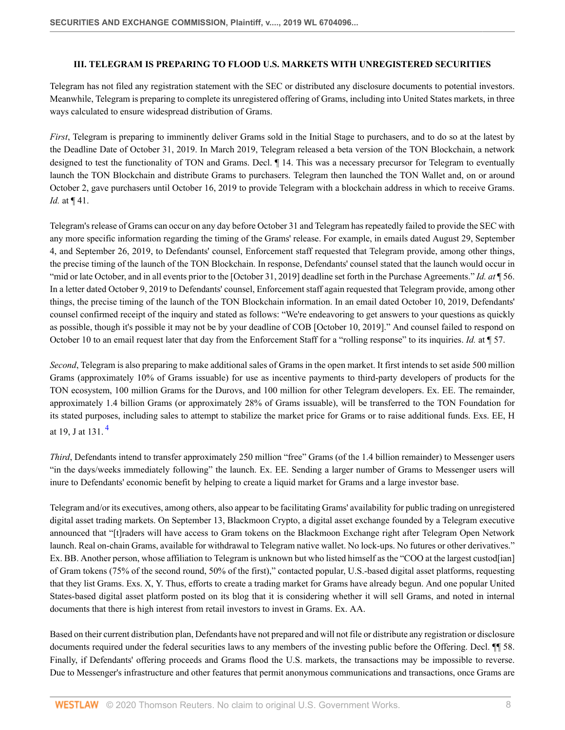### III. TELEGRAM IS PREPARING TO FLOOD U.S. MARKETS WITH UNREGISTERED SECURITIES

Telegram has not filed any registration statement with the SEC or distributed any disclosure documents to potential investors. Meanwhile, Telegram is preparing to complete its unregistered offering of Grams, including into United States markets, in three ways calculated to ensure widespread distribution of Grams.

*First*, Telegram is preparing to imminently deliver Grams sold in the Initial Stage to purchasers, and to do so at the latest by the Deadline Date of October 31, 2019. In March 2019, Telegram released a beta version of the TON Blockchain, a network designed to test the functionality of TON and Grams. Decl. ¶ 14. This was a necessary precursor for Telegram to eventually launch the TON Blockchain and distribute Grams to purchasers. Telegram then launched the TON Wallet and, on or around October 2, gave purchasers until October 16, 2019 to provide Telegram with a blockchain address in which to receive Grams. *Id.* at ¶ 41.

Telegram's release of Grams can occur on any day before October 31 and Telegram has repeatedly failed to provide the SEC with any more specific information regarding the timing of the Grams' release. For example, in emails dated August 29, September 4, and September 26, 2019, to Defendants' counsel, Enforcement staff requested that Telegram provide, among other things, the precise timing of the launch of the TON Blockchain. In response, Defendants' counsel stated that the launch would occur in "mid or late October, and in all events prior to the [October 31, 2019] deadline set forth in the Purchase Agreements." *Id. at* ¶ 56. In a letter dated October 9, 2019 to Defendants' counsel, Enforcement staff again requested that Telegram provide, among other things, the precise timing of the launch of the TON Blockchain information. In an email dated October 10, 2019, Defendants' counsel confirmed receipt of the inquiry and stated as follows: "We're endeavoring to get answers to your questions as quickly as possible, though it's possible it may not be by your deadline of COB [October 10, 2019]." And counsel failed to respond on October 10 to an email request later that day from the Enforcement Staff for a "rolling response" to its inquiries. *Id.* at ¶ 57.

*Second*, Telegram is also preparing to make additional sales of Grams in the open market. It first intends to set aside 500 million Grams (approximately 10% of Grams issuable) for use as incentive payments to third-party developers of products for the TON ecosystem, 100 million Grams for the Durovs, and 100 million for other Telegram developers. Ex. EE. The remainder, approximately 1.4 billion Grams (or approximately 28% of Grams issuable), will be transferred to the TON Foundation for its stated purposes, including sales to attempt to stabilize the market price for Grams or to raise additional funds. Exs. EE, H at 19, J at 131. [4]

*Third*, Defendants intend to transfer approximately 250 million "free" Grams (of the 1.4 billion remainder) to Messenger users "in the days/weeks immediately following" the launch. Ex. EE. Sending a larger number of Grams to Messenger users will inure to Defendants' economic benefit by helping to create a liquid market for Grams and a large investor base.

Telegram and/or its executives, among others, also appear to be facilitating Grams' availability for public trading on unregistered digital asset trading markets. On September 13, Blackmoon Crypto, a digital asset exchange founded by a Telegram executive announced that "[t]raders will have access to Gram tokens on the Blackmoon Exchange right after Telegram Open Network launch. Real on-chain Grams, available for withdrawal to Telegram native wallet. No lock-ups. No futures or other derivatives." Ex. BB. Another person, whose affiliation to Telegram is unknown but who listed himself as the "COO at the largest custod[ian] of Gram tokens (75% of the second round, 50% of the first)," contacted popular, U.S.-based digital asset platforms, requesting that they list Grams. Exs. X, Y. Thus, efforts to create a trading market for Grams have already begun. And one popular United States-based digital asset platform posted on its blog that it is considering whether it will sell Grams, and noted in internal documents that there is high interest from retail investors to invest in Grams. Ex. AA.

Based on their current distribution plan, Defendants have not prepared and will not file or distribute any registration or disclosure documents required under the federal securities laws to any members of the investing public before the Offering. Decl. ¶¶ 58. Finally, if Defendants' offering proceeds and Grams flood the U.S. markets, the transactions may be impossible to reverse. Due to Messenger's infrastructure and other features that permit anonymous communications and transactions, once Grams are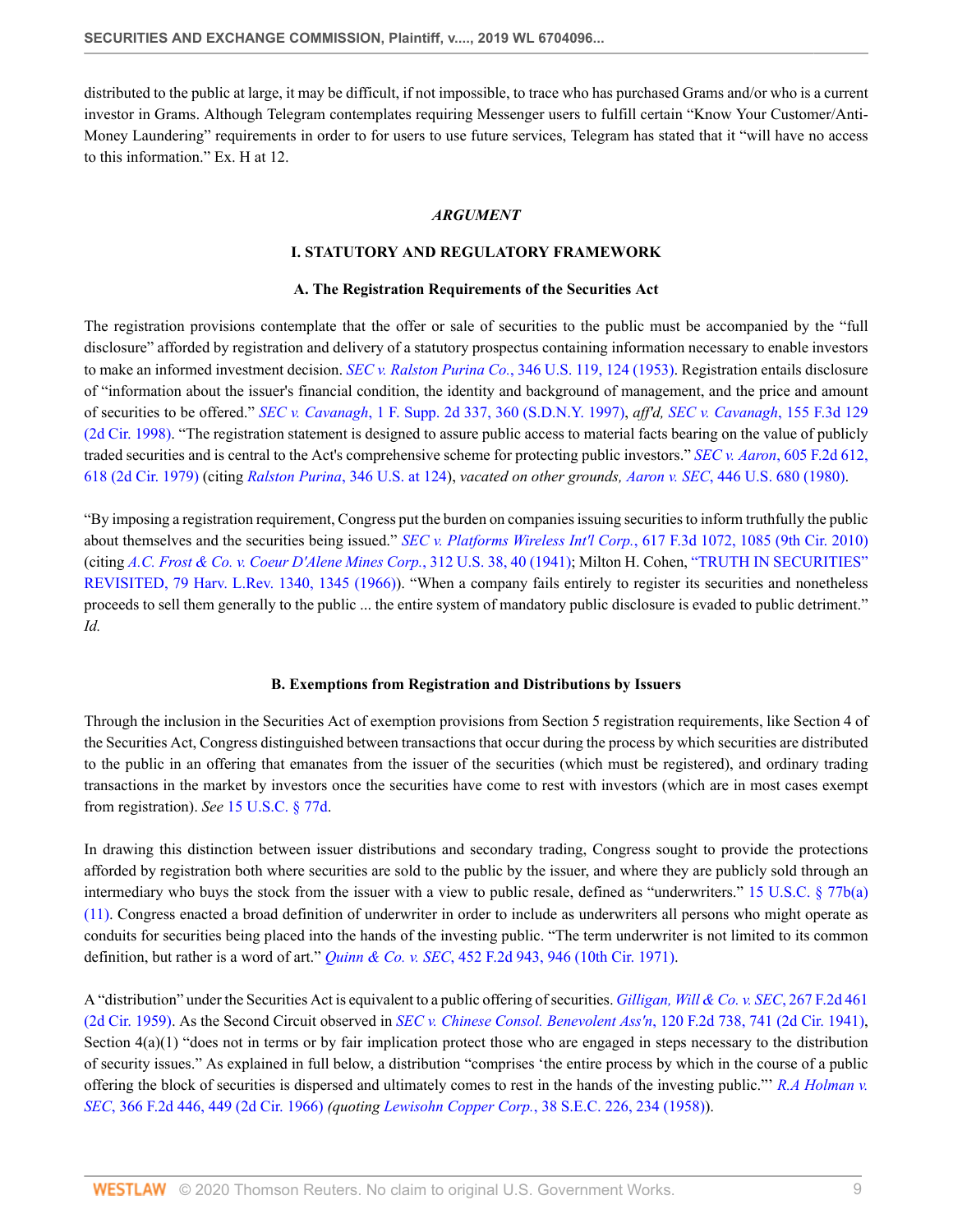distributed to the public at large, it may be difficult, if not impossible, to trace who has purchased Grams and/or who is a current investor in Grams. Although Telegram contemplates requiring Messenger users to fulfill certain "Know Your Customer/Anti-Money Laundering" requirements in order to for users to use future services, Telegram has stated that it "will have no access to this information." Ex. H at 12.

## *ARGUMENT*

## I. STATUTORY AND REGULATORY FRAMEWORK

### A. The Registration Requirements of the Securities Act

The registration provisions contemplate that the offer or sale of securities to the public must be accompanied by the "full disclosure" afforded by registration and delivery of a statutory prospectus containing information necessary to enable investors to make an informed investment decision. *SEC v. Ralston Purina Co.*, 346 U.S. 119, 124 (1953). Registration entails disclosure of "information about the issuer's financial condition, the identity and background of management, and the price and amount of securities to be offered." *SEC v. Cavanagh*, 1 F. Supp. 2d 337, 360 (S.D.N.Y. 1997), *aff'd, SEC v. Cavanagh*, 155 F.3d 129 (2d Cir. 1998). "The registration statement is designed to assure public access to material facts bearing on the value of publicly traded securities and is central to the Act's comprehensive scheme for protecting public investors." *SEC v. Aaron*, 605 F.2d 612, 618 (2d Cir. 1979) (citing *Ralston Purina*, 346 U.S. at 124), *vacated on other grounds, Aaron v. SEC*, 446 U.S. 680 (1980).

"By imposing a registration requirement, Congress put the burden on companies issuing securities to inform truthfully the public about themselves and the securities being issued." *SEC v. Platforms Wireless Int'l Corp.*, 617 F.3d 1072, 1085 (9th Cir. 2010) (citing *A.C. Frost & Co. v. Coeur D'Alene Mines Corp.*, 312 U.S. 38, 40 (1941); Milton H. Cohen, "TRUTH IN SECURITIES" REVISITED, 79 Harv. L.Rev. 1340, 1345 (1966)). "When a company fails entirely to register its securities and nonetheless proceeds to sell them generally to the public ... the entire system of mandatory public disclosure is evaded to public detriment." *Id.*

### B. Exemptions from Registration and Distributions by Issuers

Through the inclusion in the Securities Act of exemption provisions from Section 5 registration requirements, like Section 4 of the Securities Act, Congress distinguished between transactions that occur during the process by which securities are distributed to the public in an offering that emanates from the issuer of the securities (which must be registered), and ordinary trading transactions in the market by investors once the securities have come to rest with investors (which are in most cases exempt from registration). *See* 15 U.S.C. § 77d.

In drawing this distinction between issuer distributions and secondary trading, Congress sought to provide the protections afforded by registration both where securities are sold to the public by the issuer, and where they are publicly sold through an intermediary who buys the stock from the issuer with a view to public resale, defined as "underwriters." 15 U.S.C. § 77b(a)(11). Congress enacted a broad definition of underwriter in order to include as underwriters all persons who might operate as conduits for securities being placed into the hands of the investing public. "The term underwriter is not limited to its common definition, but rather is a word of art." *Quinn & Co. v. SEC*, 452 F.2d 943, 946 (10th Cir. 1971).

A "distribution" under the Securities Act is equivalent to a public offering of securities. *Gilligan, Will & Co. v. SEC*, 267 F.2d 461 (2d Cir. 1959). As the Second Circuit observed in *SEC v. Chinese Consol. Benevolent Ass'n*, 120 F.2d 738, 741 (2d Cir. 1941), Section 4(a)(1) "does not in terms or by fair implication protect those who are engaged in steps necessary to the distribution of security issues." As explained in full below, a distribution "comprises 'the entire process by which in the course of a public offering the block of securities is dispersed and ultimately comes to rest in the hands of the investing public."' *R.A Holman v. SEC*, 366 F.2d 446, 449 (2d Cir. 1966) *(quoting Lewisohn Copper Corp.*, 38 S.E.C. 226, 234 (1958)).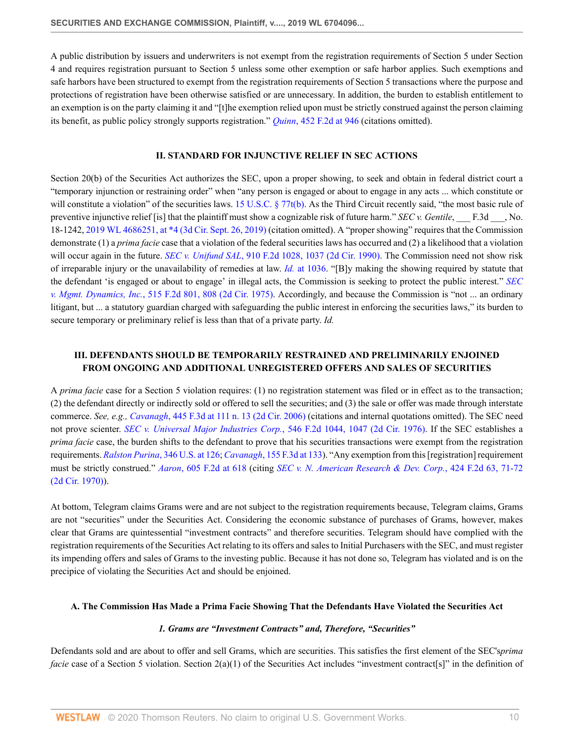A public distribution by issuers and underwriters is not exempt from the registration requirements of Section 5 under Section 4 and requires registration pursuant to Section 5 unless some other exemption or safe harbor applies. Such exemptions and safe harbors have been structured to exempt from the registration requirements of Section 5 transactions where the purpose and protections of registration have been otherwise satisfied or are unnecessary. In addition, the burden to establish entitlement to an exemption is on the party claiming it and "[t]he exemption relied upon must be strictly construed against the person claiming its benefit, as public policy strongly supports registration." *Quinn*, 452 F.2d at 946 (citations omitted).

## II. STANDARD FOR INJUNCTIVE RELIEF IN SEC ACTIONS

Section 20(b) of the Securities Act authorizes the SEC, upon a proper showing, to seek and obtain in federal district court a "temporary injunction or restraining order" when "any person is engaged or about to engage in any acts ... which constitute or will constitute a violation" of the securities laws. 15 U.S.C. § 77t(b). As the Third Circuit recently said, "the most basic rule of preventive injunctive relief [is] that the plaintiff must show a cognizable risk of future harm." *SEC v. Gentile*, ___ F.3d ___, No. 18-1242, 2019 WL 4686251, at *4 (3d Cir. Sept. 26, 2019) (citation omitted). A "proper showing" requires that the Commission demonstrate (1) a *prima facie* case that a violation of the federal securities laws has occurred and (2) a likelihood that a violation will occur again in the future. *SEC v. Unifund SAL*, 910 F.2d 1028, 1037 (2d Cir. 1990). The Commission need not show risk of irreparable injury or the unavailability of remedies at law. *Id.* at 1036. "[B]y making the showing required by statute that the defendant 'is engaged or about to engage' in illegal acts, the Commission is seeking to protect the public interest." *SEC v. Mgmt. Dynamics, Inc.*, 515 F.2d 801, 808 (2d Cir. 1975). Accordingly, and because the Commission is "not ... an ordinary litigant, but ... a statutory guardian charged with safeguarding the public interest in enforcing the securities laws," its burden to secure temporary or preliminary relief is less than that of a private party. *Id.*

## III. DEFENDANTS SHOULD BE TEMPORARILY RESTRAINED AND PRELIMINARILY ENJOINED FROM ONGOING AND ADDITIONAL UNREGISTERED OFFERS AND SALES OF SECURITIES

A *prima facie* case for a Section 5 violation requires: (1) no registration statement was filed or in effect as to the transaction; (2) the defendant directly or indirectly sold or offered to sell the securities; and (3) the sale or offer was made through interstate commerce. *See, e.g., Cavanagh*, 445 F.3d at 111 n. 13 (2d Cir. 2006) (citations and internal quotations omitted). The SEC need not prove scienter. *SEC v. Universal Major Industries Corp.*, 546 F.2d 1044, 1047 (2d Cir. 1976). If the SEC establishes a *prima facie* case, the burden shifts to the defendant to prove that his securities transactions were exempt from the registration requirements. *Ralston Purina*, 346 U.S. at 126; *Cavanagh*, 155 F.3d at 133). "Any exemption from this [registration] requirement must be strictly construed." *Aaron*, 605 F.2d at 618 (citing *SEC v. N. American Research & Dev. Corp.*, 424 F.2d 63, 71-72 (2d Cir. 1970)).

At bottom, Telegram claims Grams were and are not subject to the registration requirements because, Telegram claims, Grams are not "securities" under the Securities Act. Considering the economic substance of purchases of Grams, however, makes clear that Grams are quintessential "investment contracts" and therefore securities. Telegram should have complied with the registration requirements of the Securities Act relating to its offers and sales to Initial Purchasers with the SEC, and must register its impending offers and sales of Grams to the investing public. Because it has not done so, Telegram has violated and is on the precipice of violating the Securities Act and should be enjoined.

### A. The Commission Has Made a Prima Facie Showing That the Defendants Have Violated the Securities Act

#### *1. Grams are "Investment Contracts" and, Therefore, "Securities"*

Defendants sold and are about to offer and sell Grams, which are securities. This satisfies the first element of the SEC's *prima facie* case of a Section 5 violation. Section 2(a)(1) of the Securities Act includes "investment contract[s]" in the definition of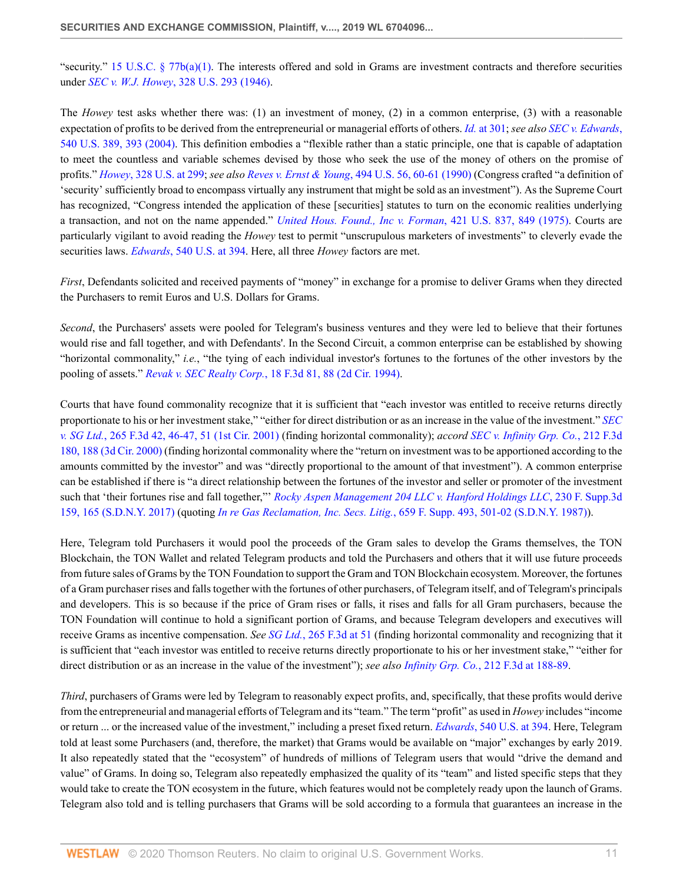"security." 15 U.S.C. § 77b(a)(1). The interests offered and sold in Grams are investment contracts and therefore securities under *SEC v. W.J. Howey*, 328 U.S. 293 (1946).

The *Howey* test asks whether there was: (1) an investment of money, (2) in a common enterprise, (3) with a reasonable expectation of profits to be derived from the entrepreneurial or managerial efforts of others. *Id.* at 301; *see also SEC v. Edwards*, 540 U.S. 389, 393 (2004). This definition embodies a "flexible rather than a static principle, one that is capable of adaptation to meet the countless and variable schemes devised by those who seek the use of the money of others on the promise of profits." *Howey*, 328 U.S. at 299; *see also Reves v. Ernst & Young*, 494 U.S. 56, 60-61 (1990) (Congress crafted "a definition of 'security' sufficiently broad to encompass virtually any instrument that might be sold as an investment"). As the Supreme Court has recognized, "Congress intended the application of these [securities] statutes to turn on the economic realities underlying a transaction, and not on the name appended." *United Hous. Found., Inc v. Forman*, 421 U.S. 837, 849 (1975). Courts are particularly vigilant to avoid reading the *Howey* test to permit "unscrupulous marketers of investments" to cleverly evade the securities laws. *Edwards*, 540 U.S. at 394. Here, all three *Howey* factors are met.

*First*, Defendants solicited and received payments of "money" in exchange for a promise to deliver Grams when they directed the Purchasers to remit Euros and U.S. Dollars for Grams.

*Second*, the Purchasers' assets were pooled for Telegram's business ventures and they were led to believe that their fortunes would rise and fall together, and with Defendants'. In the Second Circuit, a common enterprise can be established by showing "horizontal commonality," *i.e.*, "the tying of each individual investor's fortunes to the fortunes of the other investors by the pooling of assets." *Revak v. SEC Realty Corp.*, 18 F.3d 81, 88 (2d Cir. 1994).

Courts that have found commonality recognize that it is sufficient that "each investor was entitled to receive returns directly proportionate to his or her investment stake," "either for direct distribution or as an increase in the value of the investment." *SEC v. SG Ltd.*, 265 F.3d 42, 46-47, 51 (1st Cir. 2001) (finding horizontal commonality); *accord SEC v. Infinity Grp. Co.*, 212 F.3d 180, 188 (3d Cir. 2000) (finding horizontal commonality where the "return on investment was to be apportioned according to the amounts committed by the investor" and was "directly proportional to the amount of that investment"). A common enterprise can be established if there is "a direct relationship between the fortunes of the investor and seller or promoter of the investment such that 'their fortunes rise and fall together,"' *Rocky Aspen Management 204 LLC v. Hanford Holdings LLC*, 230 F. Supp.3d 159, 165 (S.D.N.Y. 2017) (quoting *In re Gas Reclamation, Inc. Secs. Litig.*, 659 F. Supp. 493, 501-02 (S.D.N.Y. 1987)).

Here, Telegram told Purchasers it would pool the proceeds of the Gram sales to develop the Grams themselves, the TON Blockchain, the TON Wallet and related Telegram products and told the Purchasers and others that it will use future proceeds from future sales of Grams by the TON Foundation to support the Gram and TON Blockchain ecosystem. Moreover, the fortunes of a Gram purchaser rises and falls together with the fortunes of other purchasers, of Telegram itself, and of Telegram's principals and developers. This is so because if the price of Gram rises or falls, it rises and falls for all Gram purchasers, because the TON Foundation will continue to hold a significant portion of Grams, and because Telegram developers and executives will receive Grams as incentive compensation. *See SG Ltd.*, 265 F.3d at 51 (finding horizontal commonality and recognizing that it is sufficient that "each investor was entitled to receive returns directly proportionate to his or her investment stake," "either for direct distribution or as an increase in the value of the investment"); *see also Infinity Grp. Co.*, 212 F.3d at 188-89.

*Third*, purchasers of Grams were led by Telegram to reasonably expect profits, and, specifically, that these profits would derive from the entrepreneurial and managerial efforts of Telegram and its "team." The term "profit" as used in *Howey* includes "income or return ... or the increased value of the investment," including a preset fixed return. *Edwards*, 540 U.S. at 394. Here, Telegram told at least some Purchasers (and, therefore, the market) that Grams would be available on "major" exchanges by early 2019. It also repeatedly stated that the "ecosystem" of hundreds of millions of Telegram users that would "drive the demand and value" of Grams. In doing so, Telegram also repeatedly emphasized the quality of its "team" and listed specific steps that they would take to create the TON ecosystem in the future, which features would not be completely ready upon the launch of Grams. Telegram also told and is telling purchasers that Grams will be sold according to a formula that guarantees an increase in the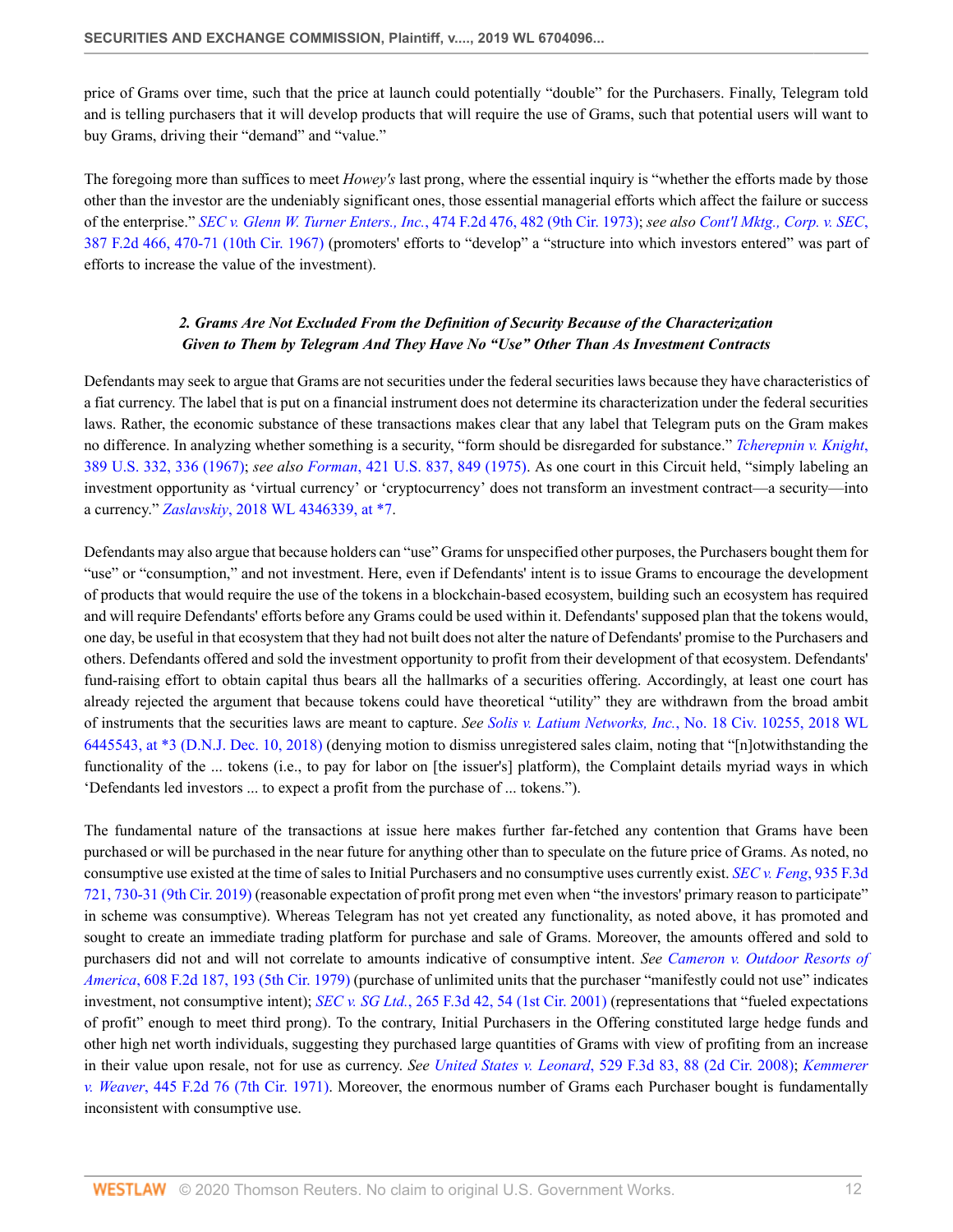price of Grams over time, such that the price at launch could potentially "double" for the Purchasers. Finally, Telegram told and is telling purchasers that it will develop products that will require the use of Grams, such that potential users will want to buy Grams, driving their "demand" and "value."

The foregoing more than suffices to meet *Howey's* last prong, where the essential inquiry is "whether the efforts made by those other than the investor are the undeniably significant ones, those essential managerial efforts which affect the failure or success of the enterprise." *SEC v. Glenn W. Turner Enters., Inc.*, 474 F.2d 476, 482 (9th Cir. 1973); *see also* *Cont'l Mktg., Corp. v. SEC*, 387 F.2d 466, 470-71 (10th Cir. 1967) (promoters' efforts to "develop" a "structure into which investors entered" was part of efforts to increase the value of the investment).

### *2. Grams Are Not Excluded From the Definition of Security Because of the Characterization Given to Them by Telegram And They Have No "Use" Other Than As Investment Contracts*

Defendants may seek to argue that Grams are not securities under the federal securities laws because they have characteristics of a fiat currency. The label that is put on a financial instrument does not determine its characterization under the federal securities laws. Rather, the economic substance of these transactions makes clear that any label that Telegram puts on the Gram makes no difference. In analyzing whether something is a security, "form should be disregarded for substance." *Tcherepnin v. Knight*, 389 U.S. 332, 336 (1967); *see also* *Forman*, 421 U.S. 837, 849 (1975). As one court in this Circuit held, "simply labeling an investment opportunity as 'virtual currency' or 'cryptocurrency' does not transform an investment contract—a security—into a currency." *Zaslavskiy*, 2018 WL 4346339, at *7.

Defendants may also argue that because holders can "use" Grams for unspecified other purposes, the Purchasers bought them for "use" or "consumption," and not investment. Here, even if Defendants' intent is to issue Grams to encourage the development of products that would require the use of the tokens in a blockchain-based ecosystem, building such an ecosystem has required and will require Defendants' efforts before any Grams could be used within it. Defendants' supposed plan that the tokens would, one day, be useful in that ecosystem that they had not built does not alter the nature of Defendants' promise to the Purchasers and others. Defendants offered and sold the investment opportunity to profit from their development of that ecosystem. Defendants' fund-raising effort to obtain capital thus bears all the hallmarks of a securities offering. Accordingly, at least one court has already rejected the argument that because tokens could have theoretical "utility" they are withdrawn from the broad ambit of instruments that the securities laws are meant to capture. *See* *Solis v. Latium Networks, Inc.*, No. 18 Civ. 10255, 2018 WL 6445543, at *3 (D.N.J. Dec. 10, 2018) (denying motion to dismiss unregistered sales claim, noting that "[n]otwithstanding the functionality of the ... tokens (i.e., to pay for labor on [the issuer's] platform), the Complaint details myriad ways in which 'Defendants led investors ... to expect a profit from the purchase of ... tokens.").

The fundamental nature of the transactions at issue here makes further far-fetched any contention that Grams have been purchased or will be purchased in the near future for anything other than to speculate on the future price of Grams. As noted, no consumptive use existed at the time of sales to Initial Purchasers and no consumptive uses currently exist. *SEC v. Feng*, 935 F.3d 721, 730-31 (9th Cir. 2019) (reasonable expectation of profit prong met even when "the investors' primary reason to participate" in scheme was consumptive). Whereas Telegram has not yet created any functionality, as noted above, it has promoted and sought to create an immediate trading platform for purchase and sale of Grams. Moreover, the amounts offered and sold to purchasers did not and will not correlate to amounts indicative of consumptive intent. *See* *Cameron v. Outdoor Resorts of America*, 608 F.2d 187, 193 (5th Cir. 1979) (purchase of unlimited units that the purchaser "manifestly could not use" indicates investment, not consumptive intent); *SEC v. SG Ltd.*, 265 F.3d 42, 54 (1st Cir. 2001) (representations that "fueled expectations of profit" enough to meet third prong). To the contrary, Initial Purchasers in the Offering constituted large hedge funds and other high net worth individuals, suggesting they purchased large quantities of Grams with view of profiting from an increase in their value upon resale, not for use as currency. *See* *United States v. Leonard*, 529 F.3d 83, 88 (2d Cir. 2008); *Kemmerer v. Weaver*, 445 F.2d 76 (7th Cir. 1971). Moreover, the enormous number of Grams each Purchaser bought is fundamentally inconsistent with consumptive use.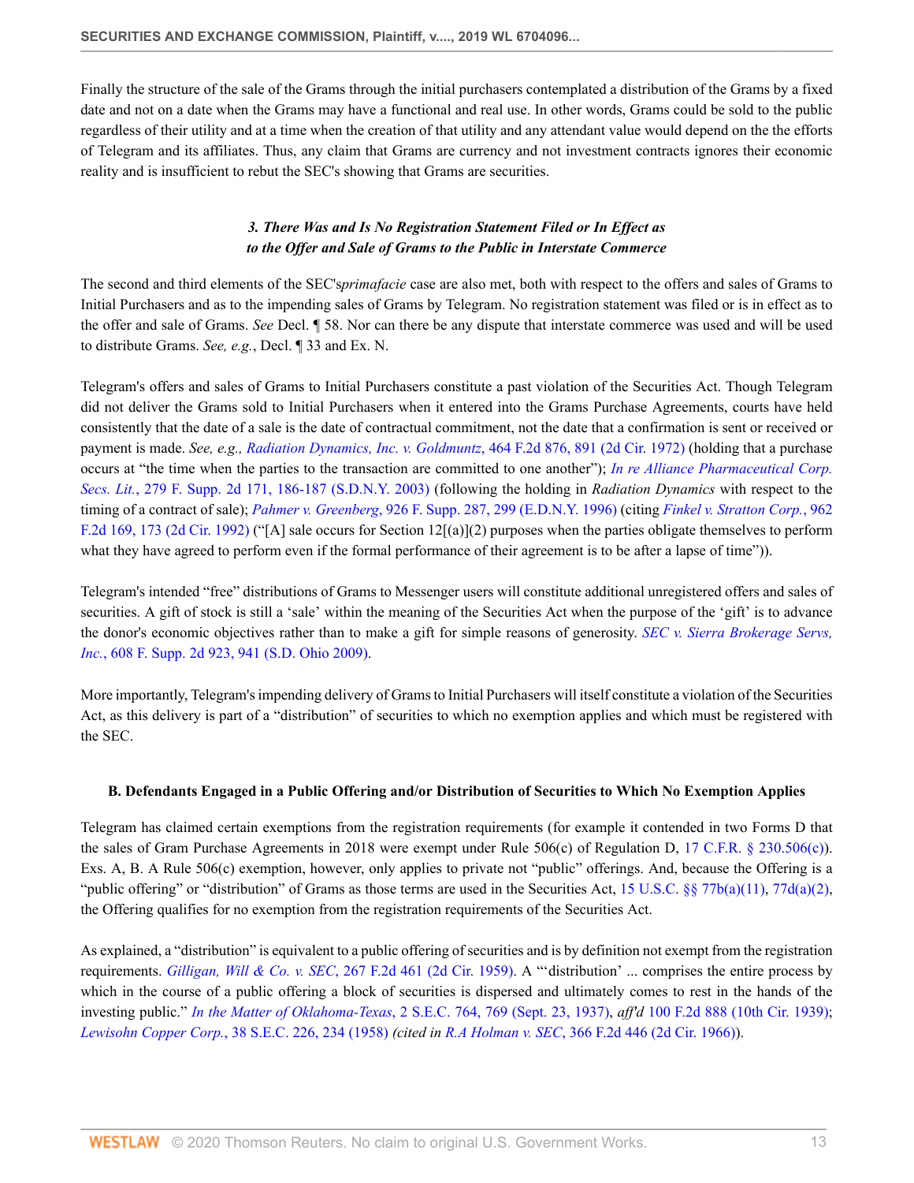Finally the structure of the sale of the Grams through the initial purchasers contemplated a distribution of the Grams by a fixed date and not on a date when the Grams may have a functional and real use. In other words, Grams could be sold to the public regardless of their utility and at a time when the creation of that utility and any attendant value would depend on the the efforts of Telegram and its affiliates. Thus, any claim that Grams are currency and not investment contracts ignores their economic reality and is insufficient to rebut the SEC's showing that Grams are securities.

### *3. There Was and Is No Registration Statement Filed or In Effect as to the Offer and Sale of Grams to the Public in Interstate Commerce*

The second and third elements of the SEC's*primafacie* case are also met, both with respect to the offers and sales of Grams to Initial Purchasers and as to the impending sales of Grams by Telegram. No registration statement was filed or is in effect as to the offer and sale of Grams. *See* Decl. ¶ 58. Nor can there be any dispute that interstate commerce was used and will be used to distribute Grams. *See, e.g.*, Decl. ¶ 33 and Ex. N.

Telegram's offers and sales of Grams to Initial Purchasers constitute a past violation of the Securities Act. Though Telegram did not deliver the Grams sold to Initial Purchasers when it entered into the Grams Purchase Agreements, courts have held consistently that the date of a sale is the date of contractual commitment, not the date that a confirmation is sent or received or payment is made. *See, e.g., Radiation Dynamics, Inc. v. Goldmuntz*, 464 F.2d 876, 891 (2d Cir. 1972) (holding that a purchase occurs at "the time when the parties to the transaction are committed to one another"); *In re Alliance Pharmaceutical Corp. Secs. Lit.*, 279 F. Supp. 2d 171, 186-187 (S.D.N.Y. 2003) (following the holding in *Radiation Dynamics* with respect to the timing of a contract of sale); *Pahmer v. Greenberg*, 926 F. Supp. 287, 299 (E.D.N.Y. 1996) (citing *Finkel v. Stratton Corp.*, 962 F.2d 169, 173 (2d Cir. 1992) ("[A] sale occurs for Section 12[(a)](2) purposes when the parties obligate themselves to perform what they have agreed to perform even if the formal performance of their agreement is to be after a lapse of time")).

Telegram's intended "free" distributions of Grams to Messenger users will constitute additional unregistered offers and sales of securities. A gift of stock is still a 'sale' within the meaning of the Securities Act when the purpose of the 'gift' is to advance the donor's economic objectives rather than to make a gift for simple reasons of generosity. *SEC v. Sierra Brokerage Servs, Inc.*, 608 F. Supp. 2d 923, 941 (S.D. Ohio 2009).

More importantly, Telegram's impending delivery of Grams to Initial Purchasers will itself constitute a violation of the Securities Act, as this delivery is part of a "distribution" of securities to which no exemption applies and which must be registered with the SEC.

#### B. Defendants Engaged in a Public Offering and/or Distribution of Securities to Which No Exemption Applies

Telegram has claimed certain exemptions from the registration requirements (for example it contended in two Forms D that the sales of Gram Purchase Agreements in 2018 were exempt under Rule 506(c) of Regulation D, 17 C.F.R. § 230.506(c)). Exs. A, B. A Rule 506(c) exemption, however, only applies to private not "public" offerings. And, because the Offering is a "public offering" or "distribution" of Grams as those terms are used in the Securities Act, 15 U.S.C. §§ 77b(a)(11), 77d(a)(2), the Offering qualifies for no exemption from the registration requirements of the Securities Act.

As explained, a "distribution" is equivalent to a public offering of securities and is by definition not exempt from the registration requirements. *Gilligan, Will & Co. v. SEC*, 267 F.2d 461 (2d Cir. 1959). A "'distribution' ... comprises the entire process by which in the course of a public offering a block of securities is dispersed and ultimately comes to rest in the hands of the investing public." *In the Matter of Oklahoma-Texas*, 2 S.E.C. 764, 769 (Sept. 23, 1937), *aff'd* 100 F.2d 888 (10th Cir. 1939); *Lewisohn Copper Corp.*, 38 S.E.C. 226, 234 (1958) *(cited in R.A Holman v. SEC*, 366 F.2d 446 (2d Cir. 1966)).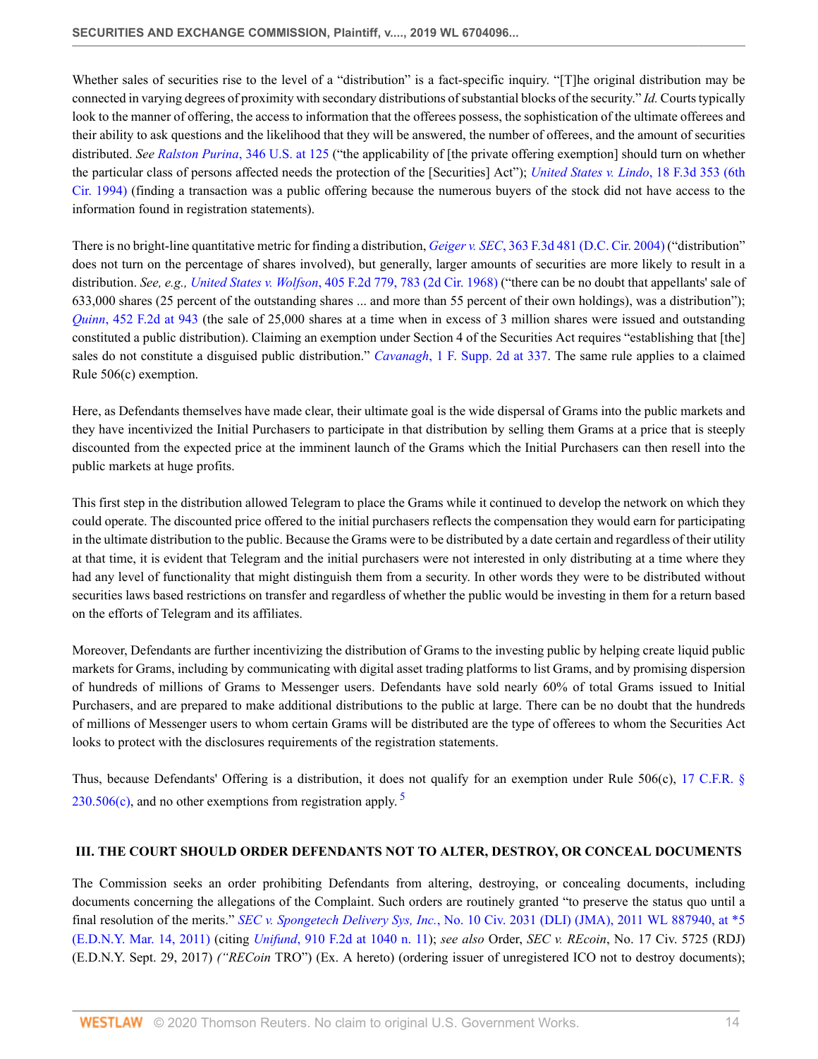Whether sales of securities rise to the level of a "distribution" is a fact-specific inquiry. "[T]he original distribution may be connected in varying degrees of proximity with secondary distributions of substantial blocks of the security." *Id.* Courts typically look to the manner of offering, the access to information that the offerees possess, the sophistication of the ultimate offerees and their ability to ask questions and the likelihood that they will be answered, the number of offerees, and the amount of securities distributed. *See Ralston Purina*, 346 U.S. at 125 ("the applicability of [the private offering exemption] should turn on whether the particular class of persons affected needs the protection of the [Securities] Act"); *United States v. Lindo*, 18 F.3d 353 (6th Cir. 1994) (finding a transaction was a public offering because the numerous buyers of the stock did not have access to the information found in registration statements).

There is no bright-line quantitative metric for finding a distribution, *Geiger v. SEC*, 363 F.3d 481 (D.C. Cir. 2004) ("distribution" does not turn on the percentage of shares involved), but generally, larger amounts of securities are more likely to result in a distribution. *See, e.g., United States v. Wolfson*, 405 F.2d 779, 783 (2d Cir. 1968) ("there can be no doubt that appellants' sale of 633,000 shares (25 percent of the outstanding shares ... and more than 55 percent of their own holdings), was a distribution"); *Quinn*, 452 F.2d at 943 (the sale of 25,000 shares at a time when in excess of 3 million shares were issued and outstanding constituted a public distribution). Claiming an exemption under Section 4 of the Securities Act requires "establishing that [the] sales do not constitute a disguised public distribution." *Cavanagh*, 1 F. Supp. 2d at 337. The same rule applies to a claimed Rule 506(c) exemption.

Here, as Defendants themselves have made clear, their ultimate goal is the wide dispersal of Grams into the public markets and they have incentivized the Initial Purchasers to participate in that distribution by selling them Grams at a price that is steeply discounted from the expected price at the imminent launch of the Grams which the Initial Purchasers can then resell into the public markets at huge profits.

This first step in the distribution allowed Telegram to place the Grams while it continued to develop the network on which they could operate. The discounted price offered to the initial purchasers reflects the compensation they would earn for participating in the ultimate distribution to the public. Because the Grams were to be distributed by a date certain and regardless of their utility at that time, it is evident that Telegram and the initial purchasers were not interested in only distributing at a time where they had any level of functionality that might distinguish them from a security. In other words they were to be distributed without securities laws based restrictions on transfer and regardless of whether the public would be investing in them for a return based on the efforts of Telegram and its affiliates.

Moreover, Defendants are further incentivizing the distribution of Grams to the investing public by helping create liquid public markets for Grams, including by communicating with digital asset trading platforms to list Grams, and by promising dispersion of hundreds of millions of Grams to Messenger users. Defendants have sold nearly 60% of total Grams issued to Initial Purchasers, and are prepared to make additional distributions to the public at large. There can be no doubt that the hundreds of millions of Messenger users to whom certain Grams will be distributed are the type of offerees to whom the Securities Act looks to protect with the disclosures requirements of the registration statements.

Thus, because Defendants' Offering is a distribution, it does not qualify for an exemption under Rule 506(c), 17 C.F.R. § 230.506(c), and no other exemptions from registration apply.[5]

### III. THE COURT SHOULD ORDER DEFENDANTS NOT TO ALTER, DESTROY, OR CONCEAL DOCUMENTS

The Commission seeks an order prohibiting Defendants from altering, destroying, or concealing documents, including documents concerning the allegations of the Complaint. Such orders are routinely granted "to preserve the status quo until a final resolution of the merits." *SEC v. Spongetech Delivery Sys, Inc.*, No. 10 Civ. 2031 (DLI) (JMA), 2011 WL 887940, at *5 (E.D.N.Y. Mar. 14, 2011) (citing *Unifund*, 910 F.2d at 1040 n. 11); *see also* Order, *SEC v. REcoin*, No. 17 Civ. 5725 (RDJ) (E.D.N.Y. Sept. 29, 2017) *("REcoin* TRO") (Ex. A hereto) (ordering issuer of unregistered ICO not to destroy documents);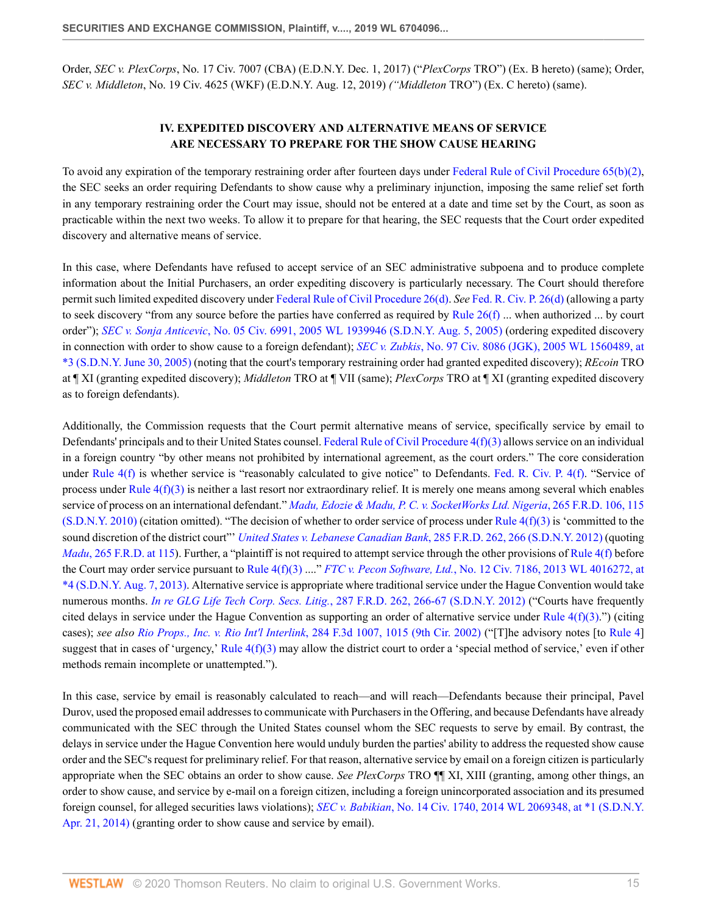Order, *SEC v. PlexCorps*, No. 17 Civ. 7007 (CBA) (E.D.N.Y. Dec. 1, 2017) ("*PlexCorps* TRO") (Ex. B hereto) (same); Order, *SEC v. Middleton*, No. 19 Civ. 4625 (WKF) (E.D.N.Y. Aug. 12, 2019) *("Middleton* TRO") (Ex. C hereto) (same).

### IV. EXPEDITED DISCOVERY AND ALTERNATIVE MEANS OF SERVICE ARE NECESSARY TO PREPARE FOR THE SHOW CAUSE HEARING

To avoid any expiration of the temporary restraining order after fourteen days under Federal Rule of Civil Procedure 65(b)(2), the SEC seeks an order requiring Defendants to show cause why a preliminary injunction, imposing the same relief set forth in any temporary restraining order the Court may issue, should not be entered at a date and time set by the Court, as soon as practicable within the next two weeks. To allow it to prepare for that hearing, the SEC requests that the Court order expedited discovery and alternative means of service.

In this case, where Defendants have refused to accept service of an SEC administrative subpoena and to produce complete information about the Initial Purchasers, an order expediting discovery is particularly necessary. The Court should therefore permit such limited expedited discovery under Federal Rule of Civil Procedure 26(d). *See* Fed. R. Civ. P. 26(d) (allowing a party to seek discovery "from any source before the parties have conferred as required by Rule 26(f) ... when authorized ... by court order"); *SEC v. Sonja Anticevic*, No. 05 Civ. 6991, 2005 WL 1939946 (S.D.N.Y. Aug. 5, 2005) (ordering expedited discovery in connection with order to show cause to a foreign defendant); *SEC v. Zubkis*, No. 97 Civ. 8086 (JGK), 2005 WL 1560489, at *3 (S.D.N.Y. June 30, 2005) (noting that the court's temporary restraining order had granted expedited discovery); *REcoin* TRO at ¶ XI (granting expedited discovery); *Middleton* TRO at ¶ VII (same); *PlexCorps* TRO at ¶ XI (granting expedited discovery as to foreign defendants).

Additionally, the Commission requests that the Court permit alternative means of service, specifically service by email to Defendants' principals and to their United States counsel. Federal Rule of Civil Procedure 4(f)(3) allows service on an individual in a foreign country "by other means not prohibited by international agreement, as the court orders." The core consideration under Rule 4(f) is whether service is "reasonably calculated to give notice" to Defendants. Fed. R. Civ. P. 4(f). "Service of process under Rule 4(f)(3) is neither a last resort nor extraordinary relief. It is merely one means among several which enables service of process on an international defendant." *Madu, Edozie & Madu, P. C. v. SocketWorks Ltd. Nigeria*, 265 F.R.D. 106, 115 (S.D.N.Y. 2010) (citation omitted). "The decision of whether to order service of process under Rule 4(f)(3) is 'committed to the sound discretion of the district court"' *United States v. Lebanese Canadian Bank*, 285 F.R.D. 262, 266 (S.D.N.Y. 2012) (quoting *Madu*, 265 F.R.D. at 115). Further, a "plaintiff is not required to attempt service through the other provisions of Rule 4(f) before the Court may order service pursuant to Rule 4(f)(3) ...." *FTC v. Pecon Software, Ltd.*, No. 12 Civ. 7186, 2013 WL 4016272, at *4 (S.D.N.Y. Aug. 7, 2013). Alternative service is appropriate where traditional service under the Hague Convention would take numerous months. *In re GLG Life Tech Corp. Secs. Litig.*, 287 F.R.D. 262, 266-67 (S.D.N.Y. 2012) ("Courts have frequently cited delays in service under the Hague Convention as supporting an order of alternative service under Rule 4(f)(3).") (citing cases); *see also Rio Props., Inc. v. Rio Int'l Interlink*, 284 F.3d 1007, 1015 (9th Cir. 2002) ("[T]he advisory notes [to Rule 4] suggest that in cases of 'urgency,' Rule 4(f)(3) may allow the district court to order a 'special method of service,' even if other methods remain incomplete or unattempted.").

In this case, service by email is reasonably calculated to reach—and will reach—Defendants because their principal, Pavel Durov, used the proposed email addresses to communicate with Purchasers in the Offering, and because Defendants have already communicated with the SEC through the United States counsel whom the SEC requests to serve by email. By contrast, the delays in service under the Hague Convention here would unduly burden the parties' ability to address the requested show cause order and the SEC's request for preliminary relief. For that reason, alternative service by email on a foreign citizen is particularly appropriate when the SEC obtains an order to show cause. *See PlexCorps* TRO ¶¶ XI, XIII (granting, among other things, an order to show cause, and service by e-mail on a foreign citizen, including a foreign unincorporated association and its presumed foreign counsel, for alleged securities laws violations); *SEC v. Babikian*, No. 14 Civ. 1740, 2014 WL 2069348, at *1 (S.D.N.Y. Apr. 21, 2014) (granting order to show cause and service by email).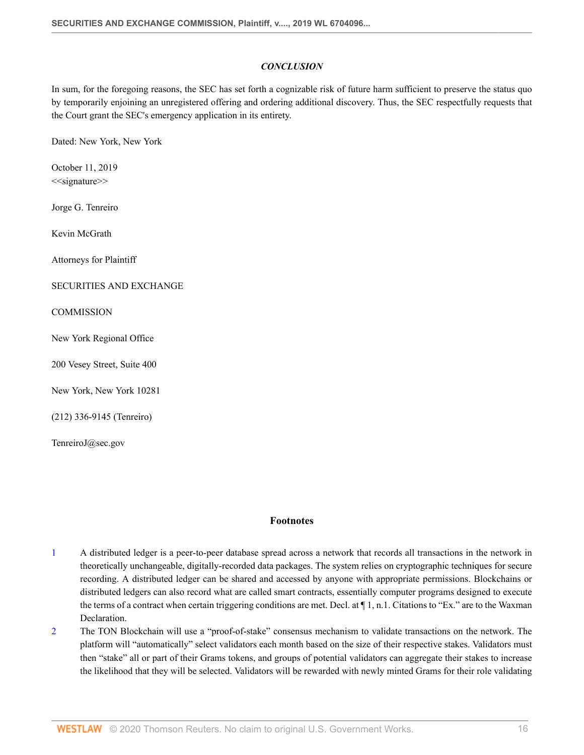### *CONCLUSION*

In sum, for the foregoing reasons, the SEC has set forth a cognizable risk of future harm sufficient to preserve the status quo by temporarily enjoining an unregistered offering and ordering additional discovery. Thus, the SEC respectfully requests that the Court grant the SEC's emergency application in its entirety.

Dated: New York, New York

October 11, 2019
<<signature>>

Jorge G. Tenreiro

Kevin McGrath

Attorneys for Plaintiff

SECURITIES AND EXCHANGE

COMMISSION

New York Regional Office

200 Vesey Street, Suite 400

New York, New York 10281

(212) 336-9145 (Tenreiro)

TenreiroJ@sec.gov

## Footnotes

1. A distributed ledger is a peer-to-peer database spread across a network that records all transactions in the network in theoretically unchangeable, digitally-recorded data packages. The system relies on cryptographic techniques for secure recording. A distributed ledger can be shared and accessed by anyone with appropriate permissions. Blockchains or distributed ledgers can also record what are called smart contracts, essentially computer programs designed to execute the terms of a contract when certain triggering conditions are met. Decl. at ¶ 1, n.1. Citations to "Ex." are to the Waxman Declaration.
2. The TON Blockchain will use a "proof-of-stake" consensus mechanism to validate transactions on the network. The platform will "automatically" select validators each month based on the size of their respective stakes. Validators must then "stake" all or part of their Grams tokens, and groups of potential validators can aggregate their stakes to increase the likelihood that they will be selected. Validators will be rewarded with newly minted Grams for their role validating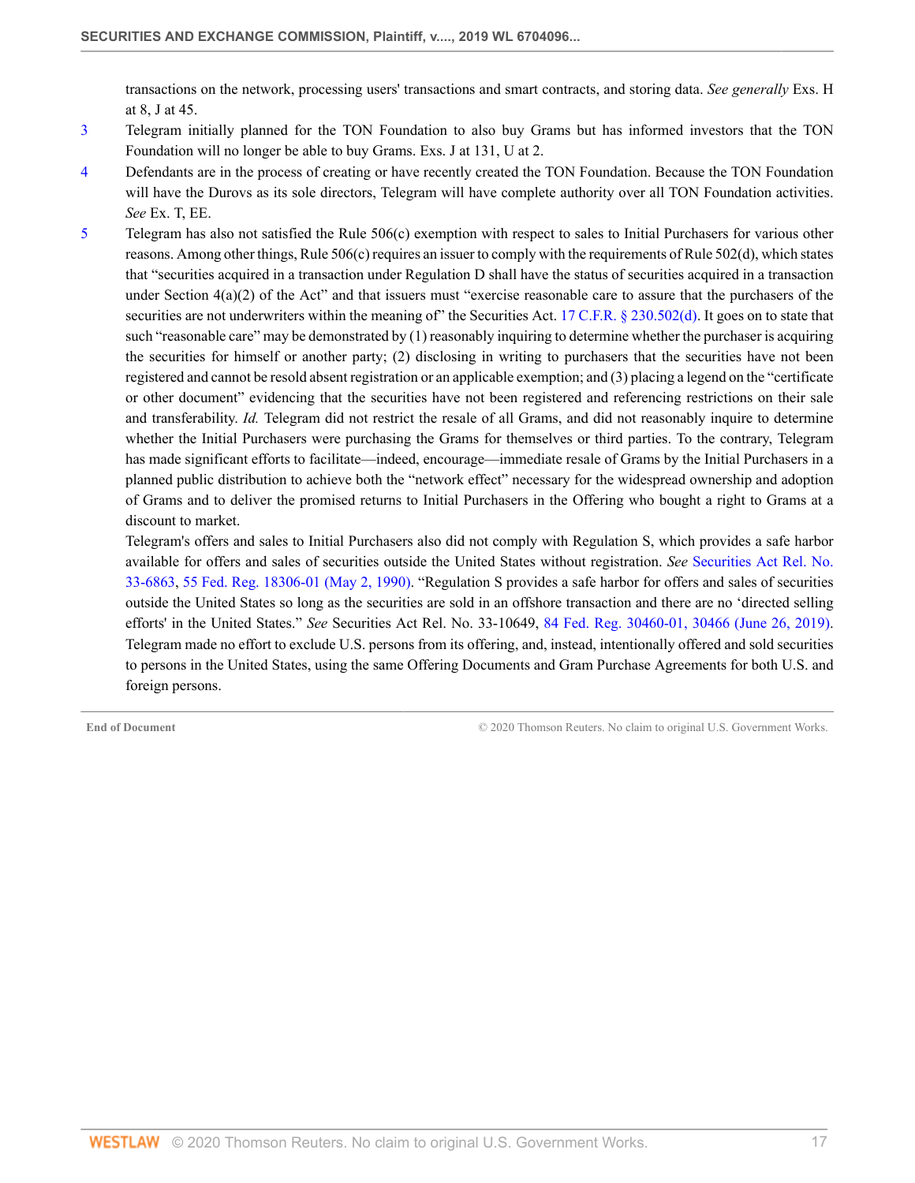transactions on the network, processing users' transactions and smart contracts, and storing data. *See generally* Exs. H at 8, J at 45.

3 Telegram initially planned for the TON Foundation to also buy Grams but has informed investors that the TON Foundation will no longer be able to buy Grams. Exs. J at 131, U at 2.

4 Defendants are in the process of creating or have recently created the TON Foundation. Because the TON Foundation will have the Durovs as its sole directors, Telegram will have complete authority over all TON Foundation activities. *See* Ex. T, EE.

5 Telegram has also not satisfied the Rule 506(c) exemption with respect to sales to Initial Purchasers for various other reasons. Among other things, Rule 506(c) requires an issuer to comply with the requirements of Rule 502(d), which states that "securities acquired in a transaction under Regulation D shall have the status of securities acquired in a transaction under Section 4(a)(2) of the Act" and that issuers must "exercise reasonable care to assure that the purchasers of the securities are not underwriters within the meaning of" the Securities Act. 17 C.F.R. § 230.502(d). It goes on to state that such "reasonable care" may be demonstrated by (1) reasonably inquiring to determine whether the purchaser is acquiring the securities for himself or another party; (2) disclosing in writing to purchasers that the securities have not been registered and cannot be resold absent registration or an applicable exemption; and (3) placing a legend on the "certificate or other document" evidencing that the securities have not been registered and referencing restrictions on their sale and transferability. *Id.* Telegram did not restrict the resale of all Grams, and did not reasonably inquire to determine whether the Initial Purchasers were purchasing the Grams for themselves or third parties. To the contrary, Telegram has made significant efforts to facilitate—indeed, encourage—immediate resale of Grams by the Initial Purchasers in a planned public distribution to achieve both the "network effect" necessary for the widespread ownership and adoption of Grams and to deliver the promised returns to Initial Purchasers in the Offering who bought a right to Grams at a discount to market.

Telegram's offers and sales to Initial Purchasers also did not comply with Regulation S, which provides a safe harbor available for offers and sales of securities outside the United States without registration. *See* Securities Act Rel. No. 33-6863, 55 Fed. Reg. 18306-01 (May 2, 1990). "Regulation S provides a safe harbor for offers and sales of securities outside the United States so long as the securities are sold in an offshore transaction and there are no 'directed selling efforts' in the United States." *See* Securities Act Rel. No. 33-10649, 84 Fed. Reg. 30460-01, 30466 (June 26, 2019). Telegram made no effort to exclude U.S. persons from its offering, and, instead, intentionally offered and sold securities to persons in the United States, using the same Offering Documents and Gram Purchase Agreements for both U.S. and foreign persons.

End of Document © 2020 Thomson Reuters. No claim to original U.S. Government Works.